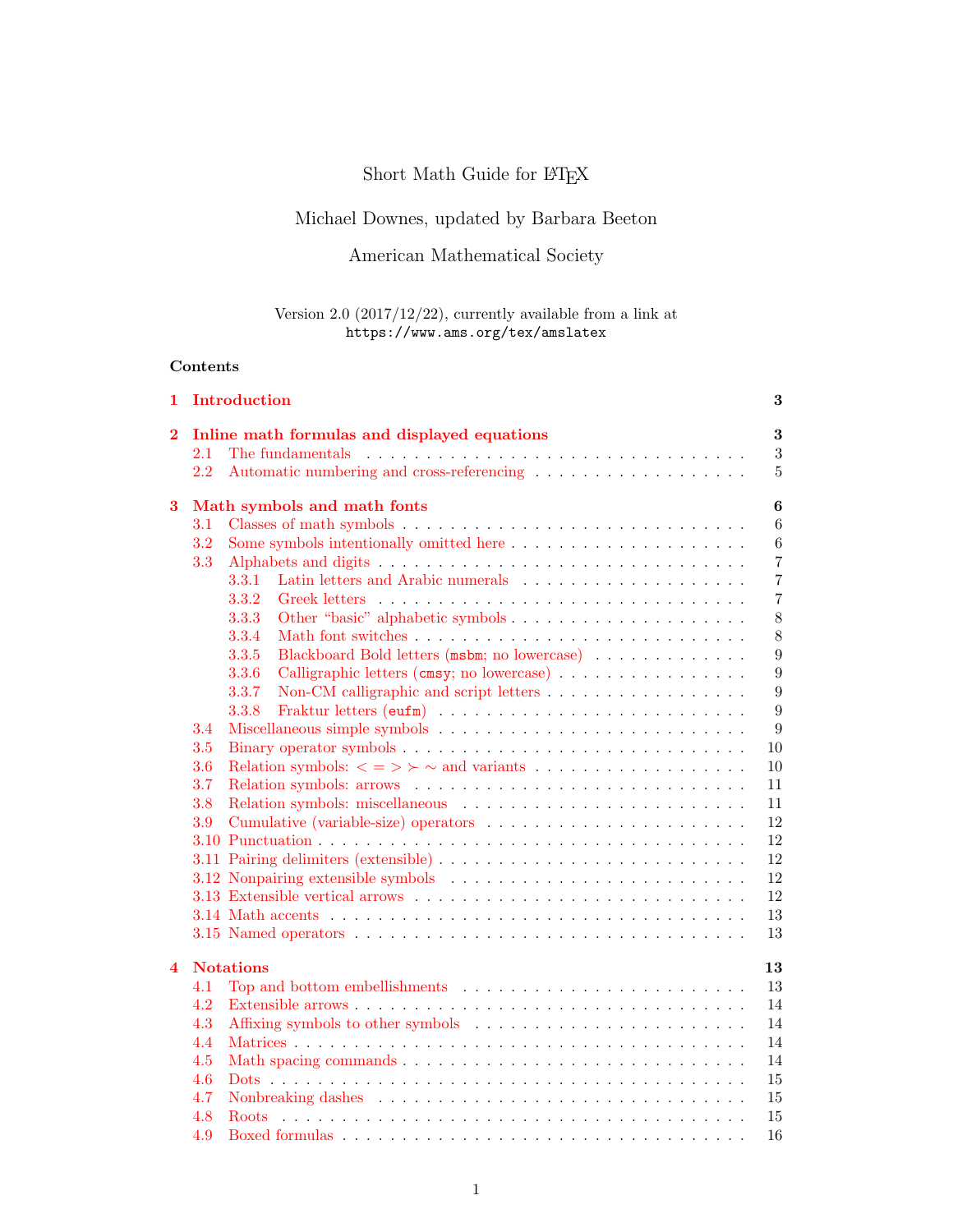# Short Math Guide for LaTeX

Michael Downes, updated by Barbara Beeton

American Mathematical Society

Version 2.0 (2017/12/22), currently available from a link at
`https://www.ams.org/tex/amslatex`

## Contents

**1 Introduction** — **3**

**2 Inline math formulas and displayed equations** — **3**
- 2.1 The fundamentals — 3
- 2.2 Automatic numbering and cross-referencing — 5

**3 Math symbols and math fonts** — **6**
- 3.1 Classes of math symbols — 6
- 3.2 Some symbols intentionally omitted here — 6
- 3.3 Alphabets and digits — 7
  - 3.3.1 Latin letters and Arabic numerals — 7
  - 3.3.2 Greek letters — 7
  - 3.3.3 Other "basic" alphabetic symbols — 8
  - 3.3.4 Math font switches — 8
  - 3.3.5 Blackboard Bold letters (`msbm`; no lowercase) — 9
  - 3.3.6 Calligraphic letters (`cmsy`; no lowercase) — 9
  - 3.3.7 Non-CM calligraphic and script letters — 9
  - 3.3.8 Fraktur letters (`eufm`) — 9
- 3.4 Miscellaneous simple symbols — 9
- 3.5 Binary operator symbols — 10
- 3.6 Relation symbols: $< = > \succ \sim$ and variants — 10
- 3.7 Relation symbols: arrows — 11
- 3.8 Relation symbols: miscellaneous — 11
- 3.9 Cumulative (variable-size) operators — 12
- 3.10 Punctuation — 12
- 3.11 Pairing delimiters (extensible) — 12
- 3.12 Nonpairing extensible symbols — 12
- 3.13 Extensible vertical arrows — 12
- 3.14 Math accents — 13
- 3.15 Named operators — 13

**4 Notations** — **13**
- 4.1 Top and bottom embellishments — 13
- 4.2 Extensible arrows — 14
- 4.3 Affixing symbols to other symbols — 14
- 4.4 Matrices — 14
- 4.5 Math spacing commands — 14
- 4.6 Dots — 15
- 4.7 Nonbreaking dashes — 15
- 4.8 Roots — 15
- 4.9 Boxed formulas — 16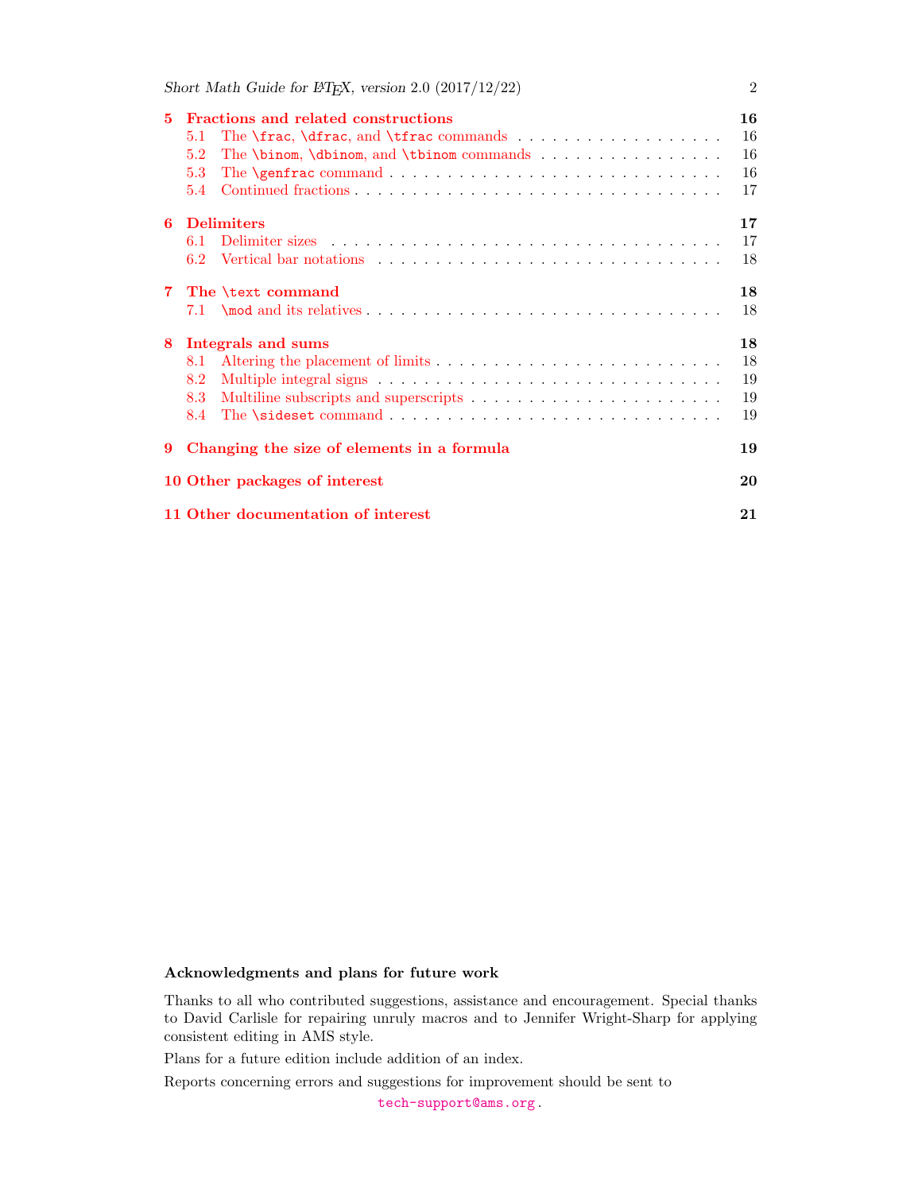- **5 Fractions and related constructions** — 16
  - 5.1 The `\frac`, `\dfrac`, and `\tfrac` commands — 16
  - 5.2 The `\binom`, `\dbinom`, and `\tbinom` commands — 16
  - 5.3 The `\genfrac` command — 16
  - 5.4 Continued fractions — 17
- **6 Delimiters** — 17
  - 6.1 Delimiter sizes — 17
  - 6.2 Vertical bar notations — 18
- **7 The `\text` command** — 18
  - 7.1 `\mod` and its relatives — 18
- **8 Integrals and sums** — 18
  - 8.1 Altering the placement of limits — 18
  - 8.2 Multiple integral signs — 19
  - 8.3 Multiline subscripts and superscripts — 19
  - 8.4 The `\sideset` command — 19
- **9 Changing the size of elements in a formula** — 19
- **10 Other packages of interest** — 20
- **11 Other documentation of interest** — 21

### Acknowledgments and plans for future work

Thanks to all who contributed suggestions, assistance and encouragement. Special thanks to David Carlisle for repairing unruly macros and to Jennifer Wright-Sharp for applying consistent editing in AMS style.

Plans for a future edition include addition of an index.

Reports concerning errors and suggestions for improvement should be sent to

`tech-support@ams.org`.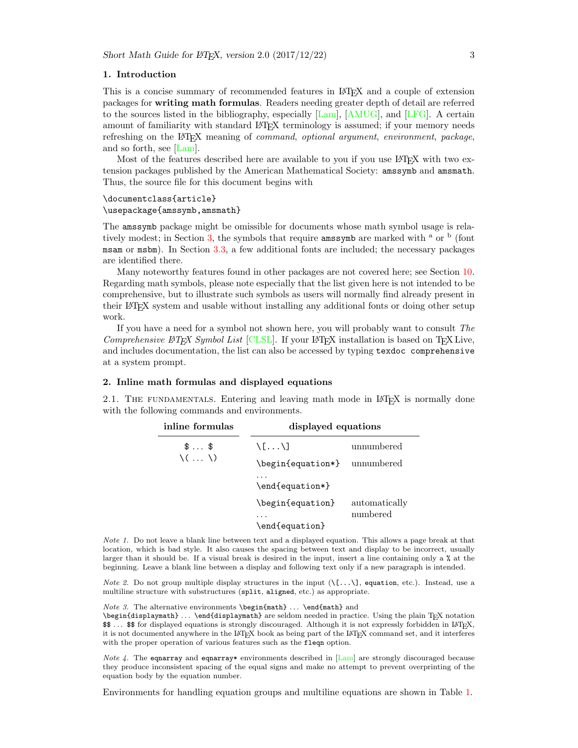## 1. Introduction

This is a concise summary of recommended features in LaTeX and a couple of extension packages for **writing math formulas**. Readers needing greater depth of detail are referred to the sources listed in the bibliography, especially [Lam], [AMUG], and [LFG]. A certain amount of familiarity with standard LaTeX terminology is assumed; if your memory needs refreshing on the LaTeX meaning of *command*, *optional argument*, *environment*, *package*, and so forth, see [Lam].

Most of the features described here are available to you if you use LaTeX with two extension packages published by the American Mathematical Society: `amssymb` and `amsmath`. Thus, the source file for this document begins with

```
\documentclass{article}
\usepackage{amssymb,amsmath}
```

The `amssymb` package might be omissible for documents whose math symbol usage is relatively modest; in Section 3, the symbols that require `amssymb` are marked with [a] or [b] (font `msam` or `msbm`). In Section 3.3, a few additional fonts are included; the necessary packages are identified there.

Many noteworthy features found in other packages are not covered here; see Section 10. Regarding math symbols, please note especially that the list given here is not intended to be comprehensive, but to illustrate such symbols as users will normally find already present in their LaTeX system and usable without installing any additional fonts or doing other setup work.

If you have a need for a symbol not shown here, you will probably want to consult *The Comprehensive LaTeX Symbol List* [CLSL]. If your LaTeX installation is based on TeX Live, and includes documentation, the list can also be accessed by typing `texdoc comprehensive` at a system prompt.

## 2. Inline math formulas and displayed equations

2.1. The fundamentals. Entering and leaving math mode in LaTeX is normally done with the following commands and environments.

| inline formulas | displayed equations | |
|---|---|---|
| `$ ... $` <br> `\( ... \)` | `\[...\]` | unnumbered |
| | `\begin{equation*}` <br> `...` <br> `\end{equation*}` | unnumbered |
| | `\begin{equation}` <br> `...` <br> `\end{equation}` | automatically numbered |

*Note 1.* Do not leave a blank line between text and a displayed equation. This allows a page break at that location, which is bad style. It also causes the spacing between text and display to be incorrect, usually larger than it should be. If a visual break is desired in the input, insert a line containing only a `%` at the beginning. Leave a blank line between a display and following text only if a new paragraph is intended.

*Note 2.* Do not group multiple display structures in the input (`\[...\]`, `equation`, etc.). Instead, use a multiline structure with substructures (`split`, `aligned`, etc.) as appropriate.

*Note 3.* The alternative environments `\begin{math}` ... `\end{math}` and `\begin{displaymath}` ... `\end{displaymath}` are seldom needed in practice. Using the plain TeX notation `$$` ... `$$` for displayed equations is strongly discouraged. Although it is not expressly forbidden in LaTeX, it is not documented anywhere in the LaTeX book as being part of the LaTeX command set, and it interferes with the proper operation of various features such as the `fleqn` option.

*Note 4.* The `eqnarray` and `eqnarray*` environments described in [Lam] are strongly discouraged because they produce inconsistent spacing of the equal signs and make no attempt to prevent overprinting of the equation body by the equation number.

Environments for handling equation groups and multiline equations are shown in Table 1.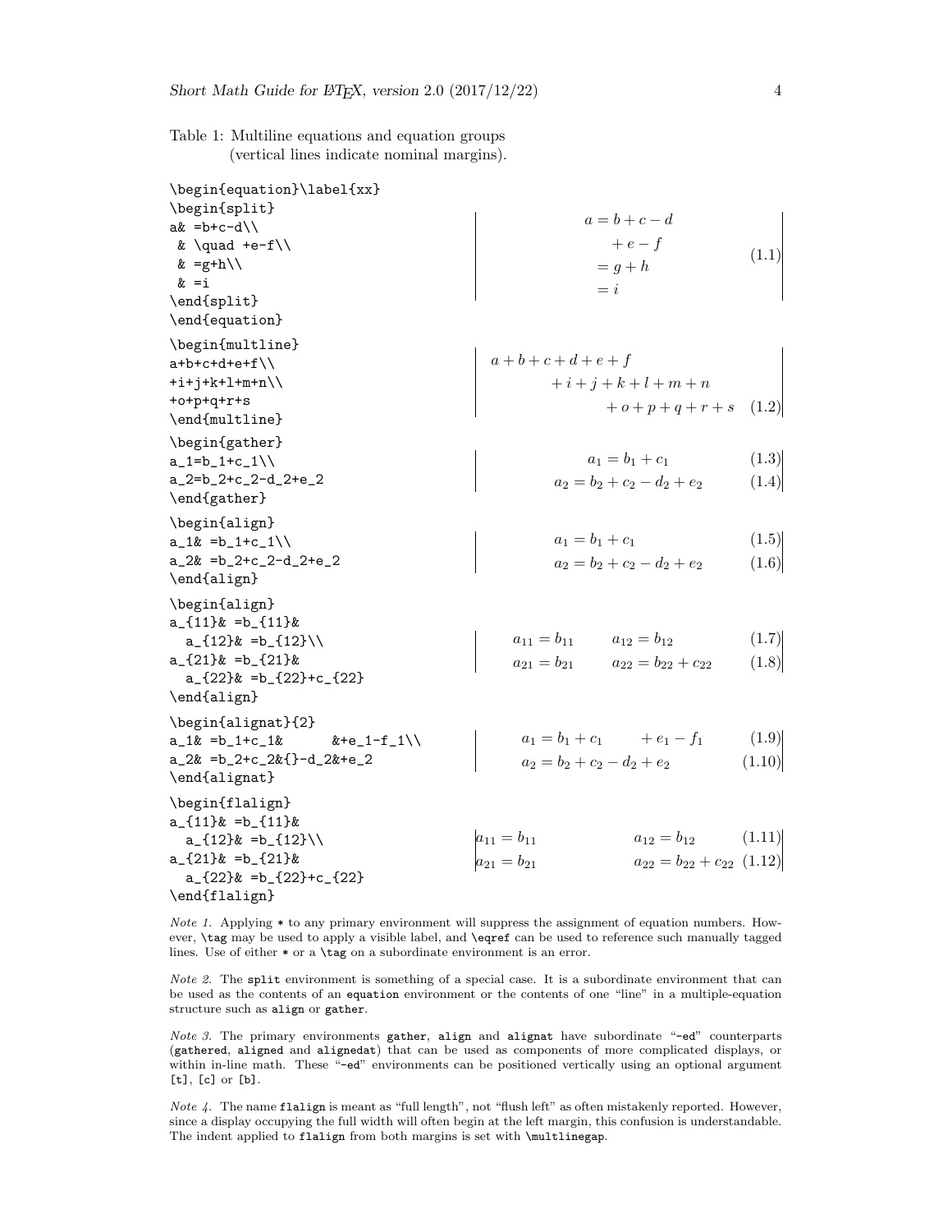Table 1: Multiline equations and equation groups (vertical lines indicate nominal margins).

```
\begin{equation}\label{xx}
\begin{split}
a& =b+c-d\\
 & \quad +e-f\\
 & =g+h\\
 & =i
\end{split}
\end{equation}
```

$$
\begin{split}
a& =b+c-d\\
 & \quad +e-f\\
 & =g+h\\
 & =i
\end{split}
\tag{1.1}
$$

```
\begin{multline}
a+b+c+d+e+f\\
+i+j+k+l+m+n\\
+o+p+q+r+s
\end{multline}
```

$$
\begin{multline}
a+b+c+d+e+f\\
+i+j+k+l+m+n\\
+o+p+q+r+s \tag{1.2}
\end{multline}
$$

```
\begin{gather}
a_1=b_1+c_1\\
a_2=b_2+c_2-d_2+e_2
\end{gather}
```

$$
\begin{gather}
a_1=b_1+c_1 \tag{1.3}\\
a_2=b_2+c_2-d_2+e_2 \tag{1.4}
\end{gather}
$$

```
\begin{align}
a_1& =b_1+c_1\\
a_2& =b_2+c_2-d_2+e_2
\end{align}
```

$$
\begin{align}
a_1& =b_1+c_1 \tag{1.5}\\
a_2& =b_2+c_2-d_2+e_2 \tag{1.6}
\end{align}
$$

```
\begin{align}
a_{11}& =b_{11}&
  a_{12}& =b_{12}\\
a_{21}& =b_{21}&
  a_{22}& =b_{22}+c_{22}
\end{align}
```

$$
\begin{align}
a_{11}& =b_{11}&
  a_{12}& =b_{12} \tag{1.7}\\
a_{21}& =b_{21}&
  a_{22}& =b_{22}+c_{22} \tag{1.8}
\end{align}
$$

```
\begin{alignat}{2}
a_1& =b_1+c_1&       &+e_1-f_1\\
a_2& =b_2+c_2&{}-d_2&+e_2
\end{alignat}
```

$$
\begin{alignat}{2}
a_1& =b_1+c_1&       &+e_1-f_1 \tag{1.9}\\
a_2& =b_2+c_2&{}-d_2&+e_2 \tag{1.10}
\end{alignat}
$$

```
\begin{flalign}
a_{11}& =b_{11}&
  a_{12}& =b_{12}\\
a_{21}& =b_{21}&
  a_{22}& =b_{22}+c_{22}
\end{flalign}
```

$$
\begin{flalign}
a_{11}& =b_{11}&
  a_{12}& =b_{12} \tag{1.11}\\
a_{21}& =b_{21}&
  a_{22}& =b_{22}+c_{22} \tag{1.12}
\end{flalign}
$$

*Note 1.* Applying `*` to any primary environment will suppress the assignment of equation numbers. However, `\tag` may be used to apply a visible label, and `\eqref` can be used to reference such manually tagged lines. Use of either `*` or a `\tag` on a subordinate environment is an error.

*Note 2.* The `split` environment is something of a special case. It is a subordinate environment that can be used as the contents of an `equation` environment or the contents of one "line" in a multiple-equation structure such as `align` or `gather`.

*Note 3.* The primary environments `gather`, `align` and `alignat` have subordinate "`-ed`" counterparts (`gathered`, `aligned` and `alignedat`) that can be used as components of more complicated displays, or within in-line math. These "`-ed`" environments can be positioned vertically using an optional argument `[t]`, `[c]` or `[b]`.

*Note 4.* The name `flalign` is meant as "full length", not "flush left" as often mistakenly reported. However, since a display occupying the full width will often begin at the left margin, this confusion is understandable. The indent applied to `flalign` from both margins is set with `\multlinegap`.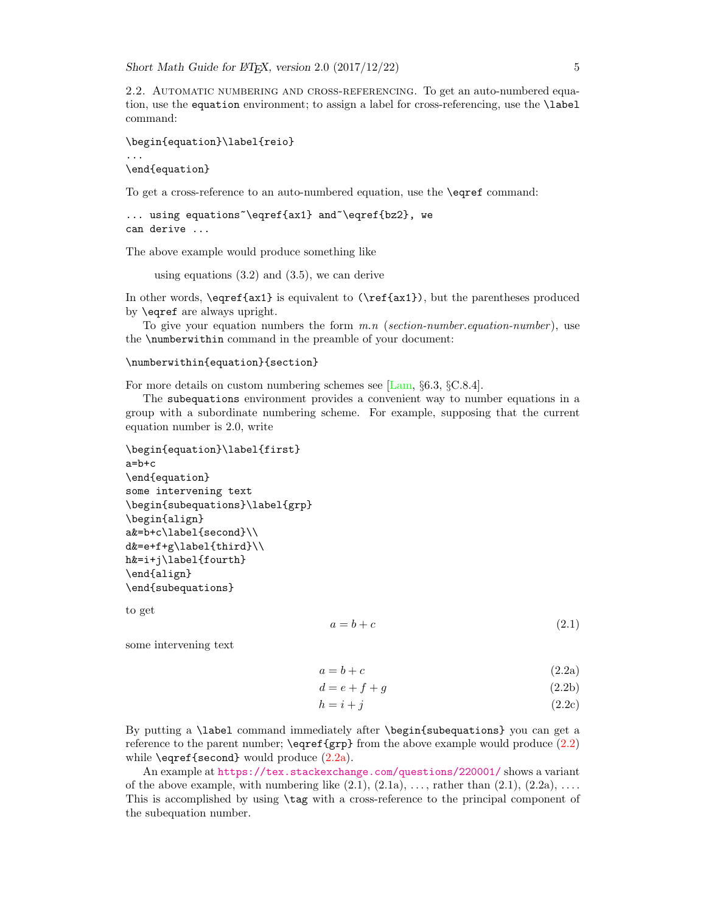2.2. Automatic numbering and cross-referencing. To get an auto-numbered equation, use the `equation` environment; to assign a label for cross-referencing, use the `\label` command:

```
\begin{equation}\label{reio}
...
\end{equation}
```

To get a cross-reference to an auto-numbered equation, use the `\eqref` command:

```
... using equations~\eqref{ax1} and~\eqref{bz2}, we
can derive ...
```

The above example would produce something like

> using equations (3.2) and (3.5), we can derive

In other words, `\eqref{ax1}` is equivalent to `(\ref{ax1})`, but the parentheses produced by `\eqref` are always upright.

To give your equation numbers the form *m.n* (*section-number.equation-number*), use the `\numberwithin` command in the preamble of your document:

```
\numberwithin{equation}{section}
```

For more details on custom numbering schemes see [Lam, §6.3, §C.8.4].

The `subequations` environment provides a convenient way to number equations in a group with a subordinate numbering scheme. For example, supposing that the current equation number is 2.0, write

```
\begin{equation}\label{first}
a=b+c
\end{equation}
some intervening text
\begin{subequations}\label{grp}
\begin{align}
a&=b+c\label{second}\\
d&=e+f+g\label{third}\\
h&=i+j\label{fourth}
\end{align}
\end{subequations}
```

to get

$$a = b + c \tag{2.1}$$

some intervening text

$$a = b + c \tag{2.2a}$$

$$d = e + f + g \tag{2.2b}$$

$$h = i + j \tag{2.2c}$$

By putting a `\label` command immediately after `\begin{subequations}` you can get a reference to the parent number; `\eqref{grp}` from the above example would produce (2.2) while `\eqref{second}` would produce (2.2a).

An example at https://tex.stackexchange.com/questions/220001/ shows a variant of the above example, with numbering like (2.1), (2.1a), ..., rather than (2.1), (2.2a), .... This is accomplished by using `\tag` with a cross-reference to the principal component of the subequation number.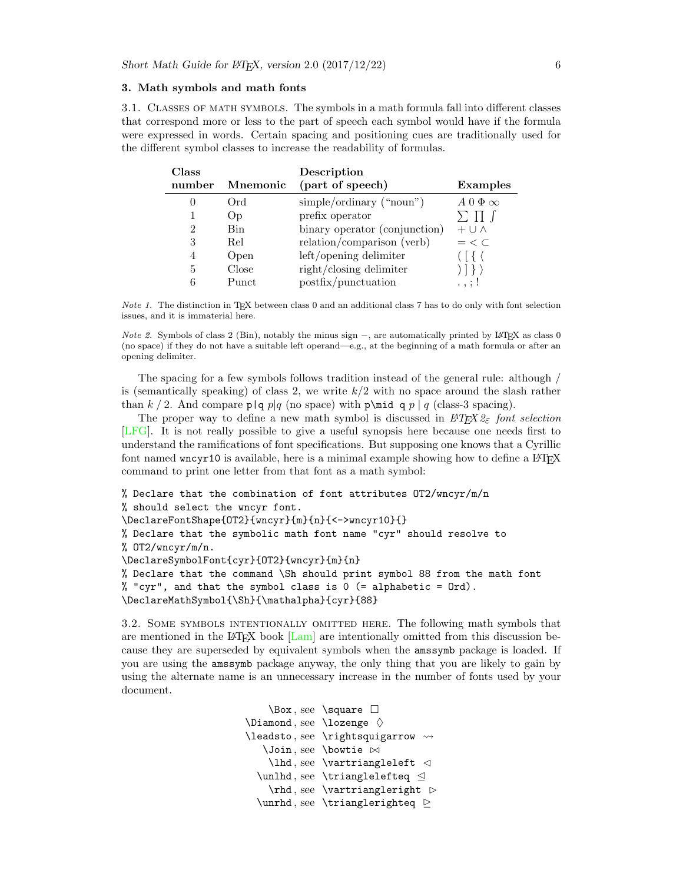## 3. Math symbols and math fonts

3.1. Classes of math symbols. The symbols in a math formula fall into different classes that correspond more or less to the part of speech each symbol would have if the formula were expressed in words. Certain spacing and positioning cues are traditionally used for the different symbol classes to increase the readability of formulas.

| Class number | Mnemonic | Description (part of speech) | Examples |
|---|---|---|---|
| 0 | Ord | simple/ordinary ("noun") | $A\ 0\ \Phi\ \infty$ |
| 1 | Op | prefix operator | $\sum\ \prod\ \int$ |
| 2 | Bin | binary operator (conjunction) | $+\ \cup\ \wedge$ |
| 3 | Rel | relation/comparison (verb) | $=\ <\ \subset$ |
| 4 | Open | left/opening delimiter | $(\ [\ \{\ \langle$ |
| 5 | Close | right/closing delimiter | $)\ ]\ \}\ \rangle$ |
| 6 | Punct | postfix/punctuation | $.\ ,\ ;\ !$ |

*Note 1.* The distinction in TeX between class 0 and an additional class 7 has to do only with font selection issues, and it is immaterial here.

*Note 2.* Symbols of class 2 (Bin), notably the minus sign $-$, are automatically printed by LaTeX as class 0 (no space) if they do not have a suitable left operand—e.g., at the beginning of a math formula or after an opening delimiter.

The spacing for a few symbols follows tradition instead of the general rule: although / is (semantically speaking) of class 2, we write $k/2$ with no space around the slash rather than $k\mathbin{/}2$. And compare `p|q` $p|q$ (no space) with `p\mid q` $p\mid q$ (class-3 spacing).

The proper way to define a new math symbol is discussed in *LaTeX2ε font selection* [LFG]. It is not really possible to give a useful synopsis here because one needs first to understand the ramifications of font specifications. But supposing one knows that a Cyrillic font named `wncyr10` is available, here is a minimal example showing how to define a LaTeX command to print one letter from that font as a math symbol:

```
% Declare that the combination of font attributes OT2/wncyr/m/n
% should select the wncyr font.
\DeclareFontShape{OT2}{wncyr}{m}{n}{<->wncyr10}{}
% Declare that the symbolic math font name "cyr" should resolve to
% OT2/wncyr/m/n.
\DeclareSymbolFont{cyr}{OT2}{wncyr}{m}{n}
% Declare that the command \Sh should print symbol 88 from the math font
% "cyr", and that the symbol class is 0 (= alphabetic = Ord).
\DeclareMathSymbol{\Sh}{\mathalpha}{cyr}{88}
```

3.2. Some symbols intentionally omitted here. The following math symbols that are mentioned in the LaTeX book [Lam] are intentionally omitted from this discussion because they are superseded by equivalent symbols when the `amssymb` package is loaded. If you are using the `amssymb` package anyway, the only thing that you are likely to gain by using the alternate name is an unnecessary increase in the number of fonts used by your document.

- `\Box`, see `\square` $\square$
- `\Diamond`, see `\lozenge` $\lozenge$
- `\leadsto`, see `\rightsquigarrow` $\rightsquigarrow$
- `\Join`, see `\bowtie` $\bowtie$
- `\lhd`, see `\vartriangleleft` $\vartriangleleft$
- `\unlhd`, see `\trianglelefteq` $\trianglelefteq$
- `\rhd`, see `\vartriangleright` $\vartriangleright$
- `\unrhd`, see `\trianglerighteq` $\trianglerighteq$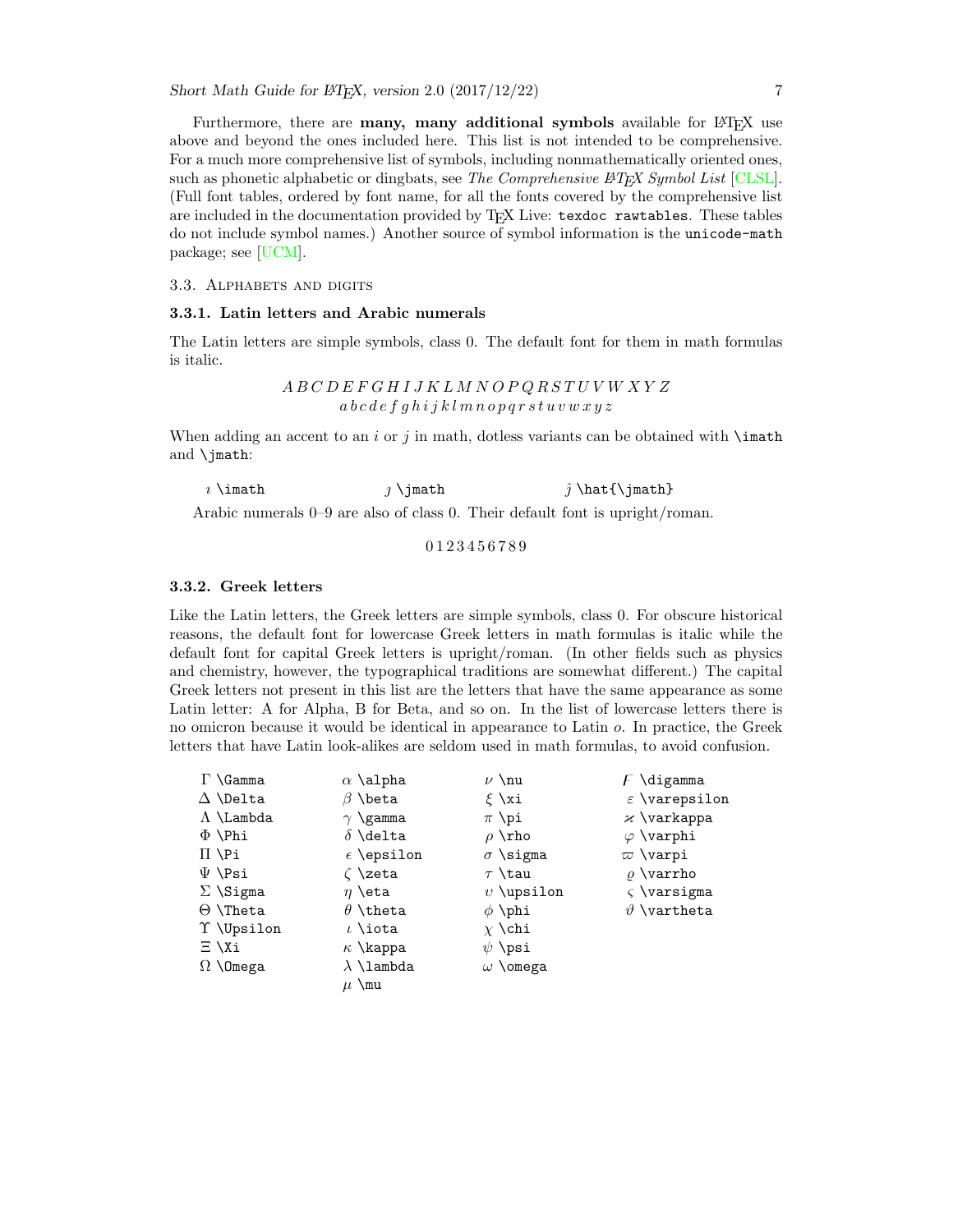Furthermore, there are **many, many additional symbols** available for LaTeX use above and beyond the ones included here. This list is not intended to be comprehensive. For a much more comprehensive list of symbols, including nonmathematically oriented ones, such as phonetic alphabetic or dingbats, see *The Comprehensive LaTeX Symbol List* [CLSL]. (Full font tables, ordered by font name, for all the fonts covered by the comprehensive list are included in the documentation provided by TeX Live: `texdoc rawtables`. These tables do not include symbol names.) Another source of symbol information is the `unicode-math` package; see [UCM].

## 3.3. Alphabets and digits

### 3.3.1. Latin letters and Arabic numerals

The Latin letters are simple symbols, class 0. The default font for them in math formulas is italic.

$$A\,B\,C\,D\,E\,F\,G\,H\,I\,J\,K\,L\,M\,N\,O\,P\,Q\,R\,S\,T\,U\,V\,W\,X\,Y\,Z$$
$$a\,b\,c\,d\,e\,f\,g\,h\,i\,j\,k\,l\,m\,n\,o\,p\,q\,r\,s\,t\,u\,v\,w\,x\,y\,z$$

When adding an accent to an $i$ or $j$ in math, dotless variants can be obtained with `\imath` and `\jmath`:

| | | |
|---|---|---|
| $\imath$ `\imath` | $\jmath$ `\jmath` | $\hat{\jmath}$ `\hat{\jmath}` |

Arabic numerals 0–9 are also of class 0. Their default font is upright/roman.

$$0\,1\,2\,3\,4\,5\,6\,7\,8\,9$$

### 3.3.2. Greek letters

Like the Latin letters, the Greek letters are simple symbols, class 0. For obscure historical reasons, the default font for lowercase Greek letters in math formulas is italic while the default font for capital Greek letters is upright/roman. (In other fields such as physics and chemistry, however, the typographical traditions are somewhat different.) The capital Greek letters not present in this list are the letters that have the same appearance as some Latin letter: A for Alpha, B for Beta, and so on. In the list of lowercase letters there is no omicron because it would be identical in appearance to Latin $o$. In practice, the Greek letters that have Latin look-alikes are seldom used in math formulas, to avoid confusion.

| | | | |
|---|---|---|---|
| $\Gamma$ `\Gamma` | $\alpha$ `\alpha` | $\nu$ `\nu` | $\digamma$ `\digamma` |
| $\Delta$ `\Delta` | $\beta$ `\beta` | $\xi$ `\xi` | $\varepsilon$ `\varepsilon` |
| $\Lambda$ `\Lambda` | $\gamma$ `\gamma` | $\pi$ `\pi` | $\varkappa$ `\varkappa` |
| $\Phi$ `\Phi` | $\delta$ `\delta` | $\rho$ `\rho` | $\varphi$ `\varphi` |
| $\Pi$ `\Pi` | $\epsilon$ `\epsilon` | $\sigma$ `\sigma` | $\varpi$ `\varpi` |
| $\Psi$ `\Psi` | $\zeta$ `\zeta` | $\tau$ `\tau` | $\varrho$ `\varrho` |
| $\Sigma$ `\Sigma` | $\eta$ `\eta` | $\upsilon$ `\upsilon` | $\varsigma$ `\varsigma` |
| $\Theta$ `\Theta` | $\theta$ `\theta` | $\phi$ `\phi` | $\vartheta$ `\vartheta` |
| $\Upsilon$ `\Upsilon` | $\iota$ `\iota` | $\chi$ `\chi` | |
| $\Xi$ `\Xi` | $\kappa$ `\kappa` | $\psi$ `\psi` | |
| $\Omega$ `\Omega` | $\lambda$ `\lambda` | $\omega$ `\omega` | |
| | $\mu$ `\mu` | | |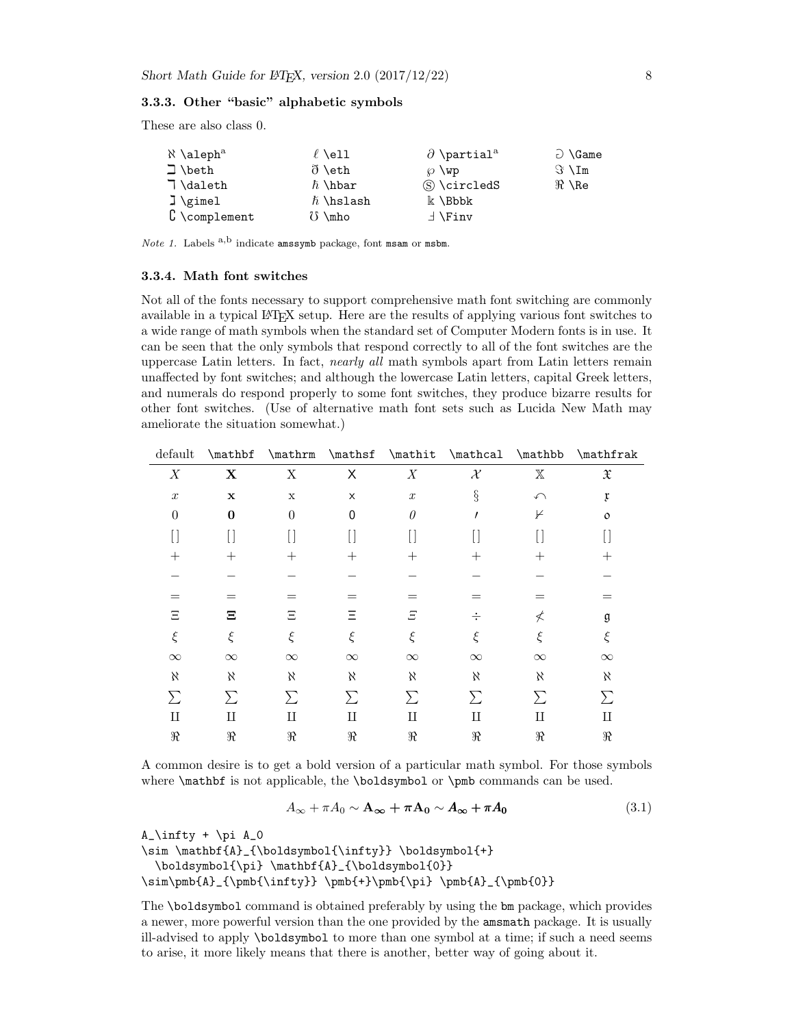### 3.3.3. Other "basic" alphabetic symbols

These are also class 0.

| | | | |
|---|---|---|---|
| $\aleph$ `\aleph`[a] | $\ell$ `\ell` | $\partial$ `\partial`[a] | ⅁ `\Game` |
| ℶ `\beth` | ð `\eth` | $\wp$ `\wp` | $\Im$ `\Im` |
| ℸ `\daleth` | ℏ `\hbar` | Ⓢ `\circledS` | $\Re$ `\Re` |
| ℷ `\gimel` | ℏ `\hslash` | 𝕜 `\Bbbk` | |
| ∁ `\complement` | ℧ `\mho` | Ⅎ `\Finv` | |

*Note 1.* Labels [a,b] indicate `amssymb` package, font `msam` or `msbm`.

### 3.3.4. Math font switches

Not all of the fonts necessary to support comprehensive math font switching are commonly available in a typical LaTeX setup. Here are the results of applying various font switches to a wide range of math symbols when the standard set of Computer Modern fonts is in use. It can be seen that the only symbols that respond correctly to all of the font switches are the uppercase Latin letters. In fact, *nearly all* math symbols apart from Latin letters remain unaffected by font switches; and although the lowercase Latin letters, capital Greek letters, and numerals do respond properly to some font switches, they produce bizarre results for other font switches. (Use of alternative math font sets such as Lucida New Math may ameliorate the situation somewhat.)

| default | `\mathbf` | `\mathrm` | `\mathsf` | `\mathit` | `\mathcal` | `\mathbb` | `\mathfrak` |
|---|---|---|---|---|---|---|---|
| $X$ | $\mathbf{X}$ | $\mathrm{X}$ | $\mathsf{X}$ | $\mathit{X}$ | $\mathcal{X}$ | $\mathbb{X}$ | $\mathfrak{X}$ |
| $x$ | $\mathbf{x}$ | $\mathrm{x}$ | $\mathsf{x}$ | $\mathit{x}$ | § | ↶ | $\mathfrak{x}$ |
| $0$ | $\mathbf{0}$ | $\mathrm{0}$ | $\mathsf{0}$ | $\mathit{0}$ | ′ | ⊬ | $\mathfrak{o}$ |
| $[]$ | $[]$ | $[]$ | $[]$ | $[]$ | $[]$ | $[]$ | $[]$ |
| $+$ | $+$ | $+$ | $+$ | $+$ | $+$ | $+$ | $+$ |
| $-$ | $-$ | $-$ | $-$ | $-$ | $-$ | $-$ | $-$ |
| $=$ | $=$ | $=$ | $=$ | $=$ | $=$ | $=$ | $=$ |
| $\Xi$ | $\mathbf{\Xi}$ | $\mathrm{\Xi}$ | $\mathsf{\Xi}$ | $\mathit{\Xi}$ | $\div$ | $\nless$ | $\mathfrak{g}$ |
| $\xi$ | $\xi$ | $\xi$ | $\xi$ | $\xi$ | $\xi$ | $\xi$ | $\xi$ |
| $\infty$ | $\infty$ | $\infty$ | $\infty$ | $\infty$ | $\infty$ | $\infty$ | $\infty$ |
| $\aleph$ | $\aleph$ | $\aleph$ | $\aleph$ | $\aleph$ | $\aleph$ | $\aleph$ | $\aleph$ |
| $\sum$ | $\sum$ | $\sum$ | $\sum$ | $\sum$ | $\sum$ | $\sum$ | $\sum$ |
| $\amalg$ | $\amalg$ | $\amalg$ | $\amalg$ | $\amalg$ | $\amalg$ | $\amalg$ | $\amalg$ |
| $\Re$ | $\Re$ | $\Re$ | $\Re$ | $\Re$ | $\Re$ | $\Re$ | $\Re$ |

A common desire is to get a bold version of a particular math symbol. For those symbols where `\mathbf` is not applicable, the `\boldsymbol` or `\pmb` commands can be used.

$$A_\infty + \pi A_0 \sim \mathbf{A}_{\boldsymbol{\infty}} \boldsymbol{+} \boldsymbol{\pi} \mathbf{A}_{\boldsymbol{0}} \sim \pmb{A}_{\pmb{\infty}} \pmb{+}\pmb{\pi} \pmb{A}_{\pmb{0}} \tag{3.1}$$

```
A_\infty + \pi A_0
\sim \mathbf{A}_{\boldsymbol{\infty}} \boldsymbol{+}
  \boldsymbol{\pi} \mathbf{A}_{\boldsymbol{0}}
\sim\pmb{A}_{\pmb{\infty}} \pmb{+}\pmb{\pi} \pmb{A}_{\pmb{0}}
```

The `\boldsymbol` command is obtained preferably by using the `bm` package, which provides a newer, more powerful version than the one provided by the `amsmath` package. It is usually ill-advised to apply `\boldsymbol` to more than one symbol at a time; if such a need seems to arise, it more likely means that there is another, better way of going about it.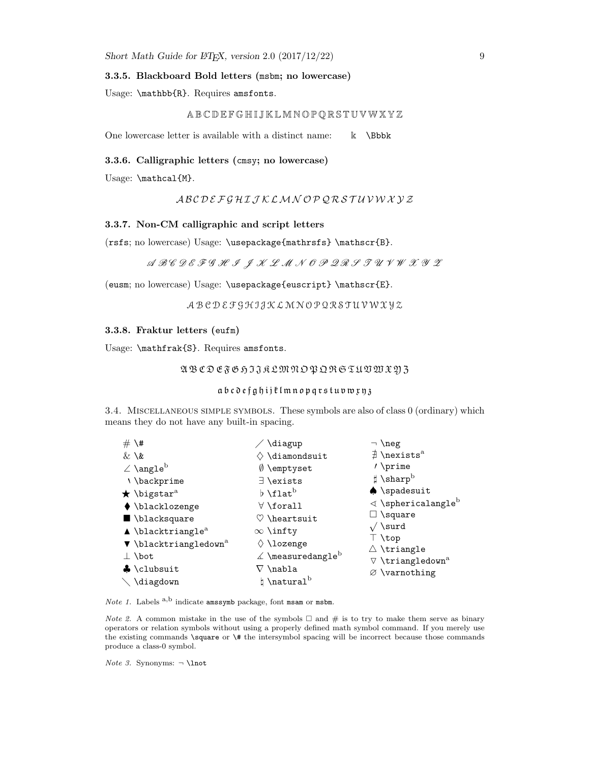### 3.3.5. Blackboard Bold letters (msbm; no lowercase)

Usage: `\mathbb{R}`. Requires `amsfonts`.

$$\mathbb{A}\,\mathbb{B}\,\mathbb{C}\,\mathbb{D}\,\mathbb{E}\,\mathbb{F}\,\mathbb{G}\,\mathbb{H}\,\mathbb{I}\,\mathbb{J}\,\mathbb{K}\,\mathbb{L}\,\mathbb{M}\,\mathbb{N}\,\mathbb{O}\,\mathbb{P}\,\mathbb{Q}\,\mathbb{R}\,\mathbb{S}\,\mathbb{T}\,\mathbb{U}\,\mathbb{V}\,\mathbb{W}\,\mathbb{X}\,\mathbb{Y}\,\mathbb{Z}$$

One lowercase letter is available with a distinct name: $\Bbbk$ `\Bbbk`

### 3.3.6. Calligraphic letters (cmsy; no lowercase)

Usage: `\mathcal{M}`.

$$\mathcal{A}\,\mathcal{B}\,\mathcal{C}\,\mathcal{D}\,\mathcal{E}\,\mathcal{F}\,\mathcal{G}\,\mathcal{H}\,\mathcal{I}\,\mathcal{J}\,\mathcal{K}\,\mathcal{L}\,\mathcal{M}\,\mathcal{N}\,\mathcal{O}\,\mathcal{P}\,\mathcal{Q}\,\mathcal{R}\,\mathcal{S}\,\mathcal{T}\,\mathcal{U}\,\mathcal{V}\,\mathcal{W}\,\mathcal{X}\,\mathcal{Y}\,\mathcal{Z}$$

### 3.3.7. Non-CM calligraphic and script letters

(rsfs; no lowercase) Usage: `\usepackage{mathrsfs} \mathscr{B}`.

$$\mathscr{A}\,\mathscr{B}\,\mathscr{C}\,\mathscr{D}\,\mathscr{E}\,\mathscr{F}\,\mathscr{G}\,\mathscr{H}\,\mathscr{I}\,\mathscr{J}\,\mathscr{K}\,\mathscr{L}\,\mathscr{M}\,\mathscr{N}\,\mathscr{O}\,\mathscr{P}\,\mathscr{Q}\,\mathscr{R}\,\mathscr{S}\,\mathscr{T}\,\mathscr{U}\,\mathscr{V}\,\mathscr{W}\,\mathscr{X}\,\mathscr{Y}\,\mathscr{Z}$$

(eusm; no lowercase) Usage: `\usepackage{euscript} \mathscr{E}`.

$$\mathscr{A}\,\mathscr{B}\,\mathscr{C}\,\mathscr{D}\,\mathscr{E}\,\mathscr{F}\,\mathscr{G}\,\mathscr{H}\,\mathscr{I}\,\mathscr{J}\,\mathscr{K}\,\mathscr{L}\,\mathscr{M}\,\mathscr{N}\,\mathscr{O}\,\mathscr{P}\,\mathscr{Q}\,\mathscr{R}\,\mathscr{S}\,\mathscr{T}\,\mathscr{U}\,\mathscr{V}\,\mathscr{W}\,\mathscr{X}\,\mathscr{Y}\,\mathscr{Z}$$

### 3.3.8. Fraktur letters (eufm)

Usage: `\mathfrak{S}`. Requires `amsfonts`.

$$\mathfrak{A}\,\mathfrak{B}\,\mathfrak{C}\,\mathfrak{D}\,\mathfrak{E}\,\mathfrak{F}\,\mathfrak{G}\,\mathfrak{H}\,\mathfrak{I}\,\mathfrak{J}\,\mathfrak{K}\,\mathfrak{L}\,\mathfrak{M}\,\mathfrak{N}\,\mathfrak{O}\,\mathfrak{P}\,\mathfrak{Q}\,\mathfrak{R}\,\mathfrak{S}\,\mathfrak{T}\,\mathfrak{U}\,\mathfrak{V}\,\mathfrak{W}\,\mathfrak{X}\,\mathfrak{Y}\,\mathfrak{Z}$$

$$\mathfrak{a}\,\mathfrak{b}\,\mathfrak{c}\,\mathfrak{d}\,\mathfrak{e}\,\mathfrak{f}\,\mathfrak{g}\,\mathfrak{h}\,\mathfrak{i}\,\mathfrak{j}\,\mathfrak{k}\,\mathfrak{l}\,\mathfrak{m}\,\mathfrak{n}\,\mathfrak{o}\,\mathfrak{p}\,\mathfrak{q}\,\mathfrak{r}\,\mathfrak{s}\,\mathfrak{t}\,\mathfrak{u}\,\mathfrak{v}\,\mathfrak{w}\,\mathfrak{x}\,\mathfrak{y}\,\mathfrak{z}$$

### 3.4. Miscellaneous simple symbols.

These symbols are also of class 0 (ordinary) which means they do not have any built-in spacing.

| | | |
|---|---|---|
| $\#$ `\#` | $\diagup$ `\diagup` | $\neg$ `\neg` |
| $\&$ `\&` | $\diamondsuit$ `\diamondsuit` | $\nexists$ `\nexists`[a] |
| $\angle$ `\angle`[b] | $\emptyset$ `\emptyset` | $\prime$ `\prime` |
| $\backprime$ `\backprime` | $\exists$ `\exists` | $\sharp$ `\sharp`[b] |
| $\bigstar$ `\bigstar`[a] | $\flat$ `\flat`[b] | $\spadesuit$ `\spadesuit` |
| $\blacklozenge$ `\blacklozenge` | $\forall$ `\forall` | $\sphericalangle$ `\sphericalangle`[b] |
| $\blacksquare$ `\blacksquare` | $\heartsuit$ `\heartsuit` | $\square$ `\square` |
| $\blacktriangle$ `\blacktriangle`[a] | $\infty$ `\infty` | $\surd$ `\surd` |
| $\blacktriangledown$ `\blacktriangledown`[a] | $\lozenge$ `\lozenge` | $\top$ `\top` |
| $\bot$ `\bot` | $\measuredangle$ `\measuredangle`[b] | $\triangle$ `\triangle` |
| $\clubsuit$ `\clubsuit` | $\nabla$ `\nabla` | $\triangledown$ `\triangledown`[a] |
| $\diagdown$ `\diagdown` | $\natural$ `\natural`[b] | $\varnothing$ `\varnothing` |

*Note 1.* Labels [a,b] indicate `amssymb` package, font `msam` or `msbm`.

*Note 2.* A common mistake in the use of the symbols $\square$ and $\#$ is to try to make them serve as binary operators or relation symbols without using a properly defined math symbol command. If you merely use the existing commands `\square` or `\#` the intersymbol spacing will be incorrect because those commands produce a class-0 symbol.

*Note 3.* Synonyms: $\neg$ `\lnot`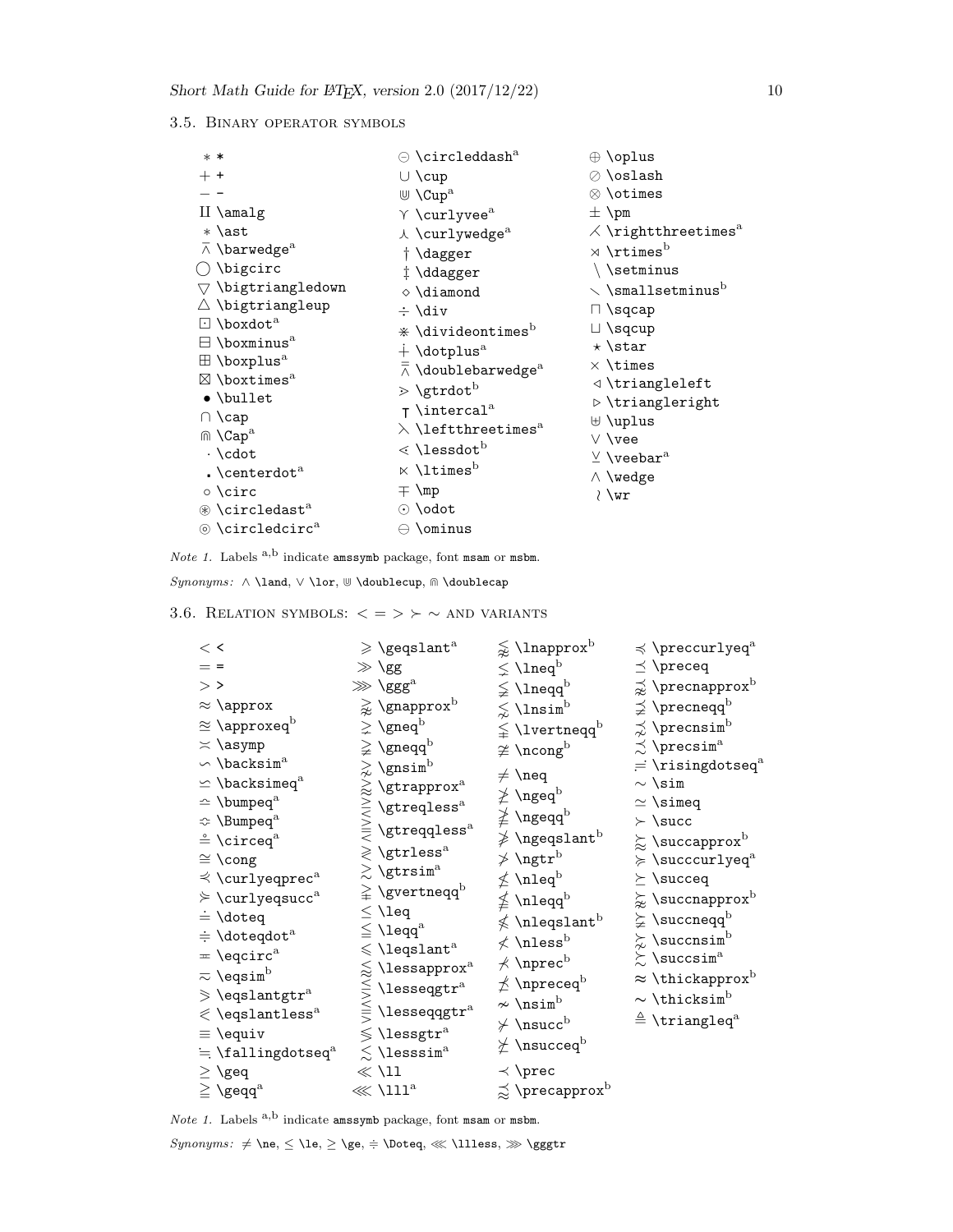### 3.5. Binary operator symbols

| Symbol | Command | Symbol | Command | Symbol | Command |
|---|---|---|---|---|---|
| $*$ | `*` | $\circleddash$ | `\circleddash`[a] | $\oplus$ | `\oplus` |
| $+$ | `+` | $\cup$ | `\cup` | $\oslash$ | `\oslash` |
| $-$ | `-` | $\Cup$ | `\Cup`[a] | $\otimes$ | `\otimes` |
| $\amalg$ | `\amalg` | $\curlyvee$ | `\curlyvee`[a] | $\pm$ | `\pm` |
| $\ast$ | `\ast` | $\curlywedge$ | `\curlywedge`[a] | $\rightthreetimes$ | `\rightthreetimes`[a] |
| $\barwedge$ | `\barwedge`[a] | $\dagger$ | `\dagger` | $\rtimes$ | `\rtimes`[b] |
| $\bigcirc$ | `\bigcirc` | $\ddagger$ | `\ddagger` | $\setminus$ | `\setminus` |
| $\bigtriangledown$ | `\bigtriangledown` | $\diamond$ | `\diamond` | $\smallsetminus$ | `\smallsetminus`[b] |
| $\bigtriangleup$ | `\bigtriangleup` | $\div$ | `\div` | $\sqcap$ | `\sqcap` |
| $\boxdot$ | `\boxdot`[a] | $\divideontimes$ | `\divideontimes`[b] | $\sqcup$ | `\sqcup` |
| $\boxminus$ | `\boxminus`[a] | $\dotplus$ | `\dotplus`[a] | $\star$ | `\star` |
| $\boxplus$ | `\boxplus`[a] | $\doublebarwedge$ | `\doublebarwedge`[a] | $\times$ | `\times` |
| $\boxtimes$ | `\boxtimes`[a] | $\gtrdot$ | `\gtrdot`[b] | $\triangleleft$ | `\triangleleft` |
| $\bullet$ | `\bullet` | $\intercal$ | `\intercal`[a] | $\triangleright$ | `\triangleright` |
| $\cap$ | `\cap` | $\leftthreetimes$ | `\leftthreetimes`[a] | $\uplus$ | `\uplus` |
| $\Cap$ | `\Cap`[a] | $\lessdot$ | `\lessdot`[b] | $\vee$ | `\vee` |
| $\cdot$ | `\cdot` | $\ltimes$ | `\ltimes`[b] | $\veebar$ | `\veebar`[a] |
| $\centerdot$ | `\centerdot`[a] | $\mp$ | `\mp` | $\wedge$ | `\wedge` |
| $\circ$ | `\circ` | $\odot$ | `\odot` | $\wr$ | `\wr` |
| $\circledast$ | `\circledast`[a] | $\ominus$ | `\ominus` | | |
| $\circledcirc$ | `\circledcirc`[a] | | | | |

*Note 1.* Labels [a,b] indicate `amssymb` package, font `msam` or `msbm`.

*Synonyms:* $\wedge$ `\land`, $\vee$ `\lor`, $\Cup$ `\doublecup`, $\Cap$ `\doublecap`

### 3.6. Relation symbols: $< = > \succ \sim$ and variants

| Symbol | Command | Symbol | Command | Symbol | Command | Symbol | Command |
|---|---|---|---|---|---|---|---|
| $<$ | `<` | $\geqslant$ | `\geqslant`[a] | $\lnapprox$ | `\lnapprox`[b] | $\preccurlyeq$ | `\preccurlyeq`[a] |
| $=$ | `=` | $\gg$ | `\gg` | $\lneq$ | `\lneq`[b] | $\preceq$ | `\preceq` |
| $>$ | `>` | $\ggg$ | `\ggg`[a] | $\lneqq$ | `\lneqq`[b] | $\precnapprox$ | `\precnapprox`[b] |
| $\approx$ | `\approx` | $\gnapprox$ | `\gnapprox`[b] | $\lnsim$ | `\lnsim`[b] | $\precneqq$ | `\precneqq`[b] |
| $\approxeq$ | `\approxeq`[b] | $\gneq$ | `\gneq`[b] | $\lvertneqq$ | `\lvertneqq`[b] | $\precnsim$ | `\precnsim`[b] |
| $\asymp$ | `\asymp` | $\gneqq$ | `\gneqq`[b] | $\ncong$ | `\ncong`[b] | $\precsim$ | `\precsim`[a] |
| $\backsim$ | `\backsim`[a] | $\gnsim$ | `\gnsim`[b] | $\neq$ | `\neq` | $\risingdotseq$ | `\risingdotseq`[a] |
| $\backsimeq$ | `\backsimeq`[a] | $\gtrapprox$ | `\gtrapprox`[a] | $\ngeq$ | `\ngeq`[b] | $\sim$ | `\sim` |
| $\bumpeq$ | `\bumpeq`[a] | $\gtreqless$ | `\gtreqless`[a] | $\ngeqq$ | `\ngeqq`[b] | $\simeq$ | `\simeq` |
| $\Bumpeq$ | `\Bumpeq`[a] | $\gtreqqless$ | `\gtreqqless`[a] | $\ngeqslant$ | `\ngeqslant`[b] | $\succ$ | `\succ` |
| $\circeq$ | `\circeq`[a] | $\gtrless$ | `\gtrless`[a] | $\ngtr$ | `\ngtr`[b] | $\succapprox$ | `\succapprox`[b] |
| $\cong$ | `\cong` | $\gtrsim$ | `\gtrsim`[a] | $\nleq$ | `\nleq`[b] | $\succcurlyeq$ | `\succcurlyeq`[a] |
| $\curlyeqprec$ | `\curlyeqprec`[a] | $\gvertneqq$ | `\gvertneqq`[b] | $\nleqq$ | `\nleqq`[b] | $\succeq$ | `\succeq` |
| $\curlyeqsucc$ | `\curlyeqsucc`[a] | $\leq$ | `\leq` | $\nleqslant$ | `\nleqslant`[b] | $\succnapprox$ | `\succnapprox`[b] |
| $\doteq$ | `\doteq` | $\leqq$ | `\leqq`[a] | $\nless$ | `\nless`[b] | $\succneqq$ | `\succneqq`[b] |
| $\doteqdot$ | `\doteqdot`[a] | $\leqslant$ | `\leqslant`[a] | $\nprec$ | `\nprec`[b] | $\succnsim$ | `\succnsim`[b] |
| $\eqcirc$ | `\eqcirc`[a] | $\lessapprox$ | `\lessapprox`[a] | $\npreceq$ | `\npreceq`[b] | $\succsim$ | `\succsim`[a] |
| $\eqsim$ | `\eqsim`[b] | $\lesseqgtr$ | `\lesseqgtr`[a] | $\nsim$ | `\nsim`[b] | $\thickapprox$ | `\thickapprox`[b] |
| $\eqslantgtr$ | `\eqslantgtr`[a] | $\lesseqqgtr$ | `\lesseqqgtr`[a] | $\nsucc$ | `\nsucc`[b] | $\thicksim$ | `\thicksim`[b] |
| $\eqslantless$ | `\eqslantless`[a] | $\lessgtr$ | `\lessgtr`[a] | $\nsucceq$ | `\nsucceq`[b] | $\triangleq$ | `\triangleq`[a] |
| $\equiv$ | `\equiv` | $\lesssim$ | `\lesssim`[a] | $\prec$ | `\prec` | | |
| $\fallingdotseq$ | `\fallingdotseq`[a] | $\ll$ | `\ll` | $\precapprox$ | `\precapprox`[b] | | |
| $\geq$ | `\geq` | $\lll$ | `\lll`[a] | | | | |
| $\geqq$ | `\geqq`[a] | | | | | | |

*Note 1.* Labels [a,b] indicate `amssymb` package, font `msam` or `msbm`.

*Synonyms:* $\neq$ `\ne`, $\leq$ `\le`, $\geq$ `\ge`, $\doteqdot$ `\Doteq`, $\lll$ `\llless`, $\ggg$ `\gggtr`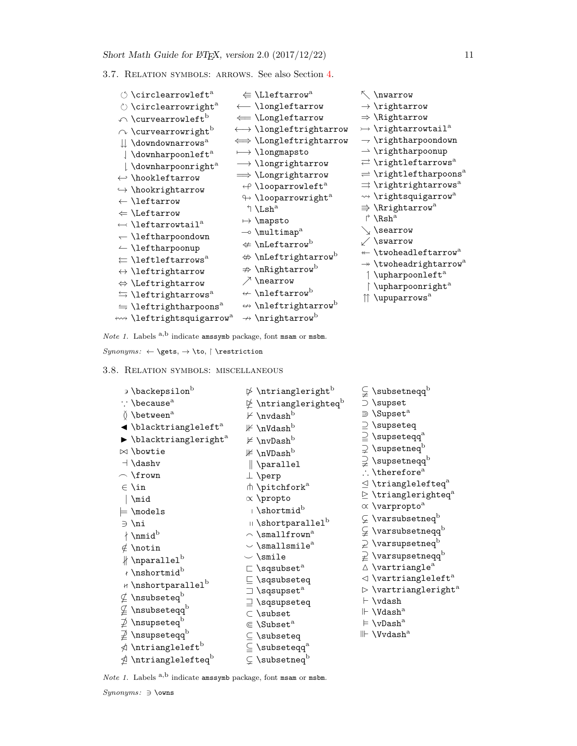### 3.7. Relation symbols: arrows. See also Section 4.

| | | |
|---|---|---|
| $\circlearrowleft$ \circlearrowleft[a] | $\Lleftarrow$ \Lleftarrow[a] | $\nwarrow$ \nwarrow |
| $\circlearrowright$ \circlearrowright[a] | $\longleftarrow$ \longleftarrow | $\rightarrow$ \rightarrow |
| $\curvearrowleft$ \curvearrowleft[b] | $\Longleftarrow$ \Longleftarrow | $\Rightarrow$ \Rightarrow |
| $\curvearrowright$ \curvearrowright[b] | $\longleftrightarrow$ \longleftrightarrow | $\rightarrowtail$ \rightarrowtail[a] |
| $\downdownarrows$ \downdownarrows[a] | $\Longleftrightarrow$ \Longleftrightarrow | $\rightharpoondown$ \rightharpoondown |
| $\downharpoonleft$ \downharpoonleft[a] | $\longmapsto$ \longmapsto | $\rightharpoonup$ \rightharpoonup |
| $\downharpoonright$ \downharpoonright[a] | $\longrightarrow$ \longrightarrow | $\rightleftarrows$ \rightleftarrows[a] |
| $\hookleftarrow$ \hookleftarrow | $\Longrightarrow$ \Longrightarrow | $\rightleftharpoons$ \rightleftharpoons[a] |
| $\hookrightarrow$ \hookrightarrow | $\looparrowleft$ \looparrowleft[a] | $\rightrightarrows$ \rightrightarrows[a] |
| $\leftarrow$ \leftarrow | $\looparrowright$ \looparrowright[a] | $\rightsquigarrow$ \rightsquigarrow[a] |
| $\Leftarrow$ \Leftarrow | $\Lsh$ \Lsh[a] | $\Rrightarrow$ \Rrightarrow[a] |
| $\leftarrowtail$ \leftarrowtail[a] | $\mapsto$ \mapsto | $\Rsh$ \Rsh[a] |
| $\leftharpoondown$ \leftharpoondown | $\multimap$ \multimap[a] | $\searrow$ \searrow |
| $\leftharpoonup$ \leftharpoonup | $\nLeftarrow$ \nLeftarrow[b] | $\swarrow$ \swarrow |
| $\leftleftarrows$ \leftleftarrows[a] | $\nLeftrightarrow$ \nLeftrightarrow[b] | $\twoheadleftarrow$ \twoheadleftarrow[a] |
| $\leftrightarrow$ \leftrightarrow | $\nRightarrow$ \nRightarrow[b] | $\twoheadrightarrow$ \twoheadrightarrow[a] |
| $\Leftrightarrow$ \Leftrightarrow | $\nearrow$ \nearrow | $\upharpoonleft$ \upharpoonleft[a] |
| $\leftrightarrows$ \leftrightarrows[a] | $\nleftarrow$ \nleftarrow[b] | $\upharpoonright$ \upharpoonright[a] |
| $\leftrightharpoons$ \leftrightharpoons[a] | $\nleftrightarrow$ \nleftrightarrow[b] | $\upuparrows$ \upuparrows[a] |
| $\leftrightsquigarrow$ \leftrightsquigarrow[a] | $\nrightarrow$ \nrightarrow[b] | |

*Note 1.* Labels [a,b] indicate amssymb package, font msam or msbm.

*Synonyms:* $\leftarrow$ \gets, $\rightarrow$ \to, $\restriction$ \restriction

### 3.8. Relation symbols: miscellaneous

| | | |
|---|---|---|
| $\backepsilon$ \backepsilon[b] | $\ntriangleright$ \ntriangleright[b] | $\subsetneqq$ \subsetneqq[b] |
| $\because$ \because[a] | $\ntrianglerighteq$ \ntrianglerighteq[b] | $\supset$ \supset |
| $\between$ \between[a] | $\nvdash$ \nvdash[b] | $\Supset$ \Supset[a] |
| $\blacktriangleleft$ \blacktriangleleft[a] | $\nVdash$ \nVdash[b] | $\supseteq$ \supseteq |
| $\blacktriangleright$ \blacktriangleright[a] | $\nvDash$ \nvDash[b] | $\supseteqq$ \supseteqq[a] |
| $\bowtie$ \bowtie | $\nVDash$ \nVDash[b] | $\supsetneq$ \supsetneq[b] |
| $\dashv$ \dashv | $\parallel$ \parallel | $\supsetneqq$ \supsetneqq[b] |
| $\frown$ \frown | $\perp$ \perp | $\therefore$ \therefore[a] |
| $\in$ \in | $\pitchfork$ \pitchfork[a] | $\trianglelefteq$ \trianglelefteq[a] |
| $\mid$ \mid | $\propto$ \propto | $\trianglerighteq$ \trianglerighteq[a] |
| $\models$ \models | $\shortmid$ \shortmid[b] | $\varpropto$ \varpropto[a] |
| $\ni$ \ni | $\shortparallel$ \shortparallel[b] | $\varsubsetneq$ \varsubsetneq[b] |
| $\nmid$ \nmid[b] | $\smallfrown$ \smallfrown[a] | $\varsubsetneqq$ \varsubsetneqq[b] |
| $\notin$ \notin | $\smallsmile$ \smallsmile[a] | $\varsupsetneq$ \varsupsetneq[b] |
| $\nparallel$ \nparallel[b] | $\smile$ \smile | $\varsupsetneqq$ \varsupsetneqq[b] |
| $\nshortmid$ \nshortmid[b] | $\sqsubset$ \sqsubset[a] | $\vartriangle$ \vartriangle[a] |
| $\nshortparallel$ \nshortparallel[b] | $\sqsubseteq$ \sqsubseteq | $\vartriangleleft$ \vartriangleleft[a] |
| $\nsubseteq$ \nsubseteq[b] | $\sqsupset$ \sqsupset[a] | $\vartriangleright$ \vartriangleright[a] |
| $\nsubseteqq$ \nsubseteqq[b] | $\sqsupseteq$ \sqsupseteq | $\vdash$ \vdash |
| $\nsupseteq$ \nsupseteq[b] | $\subset$ \subset | $\Vdash$ \Vdash[a] |
| $\nsupseteqq$ \nsupseteqq[b] | $\Subset$ \Subset[a] | $\vDash$ \vDash[a] |
| $\ntriangleleft$ \ntriangleleft[b] | $\subseteq$ \subseteq | $\Vvdash$ \Vvdash[a] |
| $\ntrianglelefteq$ \ntrianglelefteq[b] | $\subseteqq$ \subseteqq[a] | |
| | $\subsetneq$ \subsetneq[b] | |

*Note 1.* Labels [a,b] indicate amssymb package, font msam or msbm.

*Synonyms:* $\ni$ \owns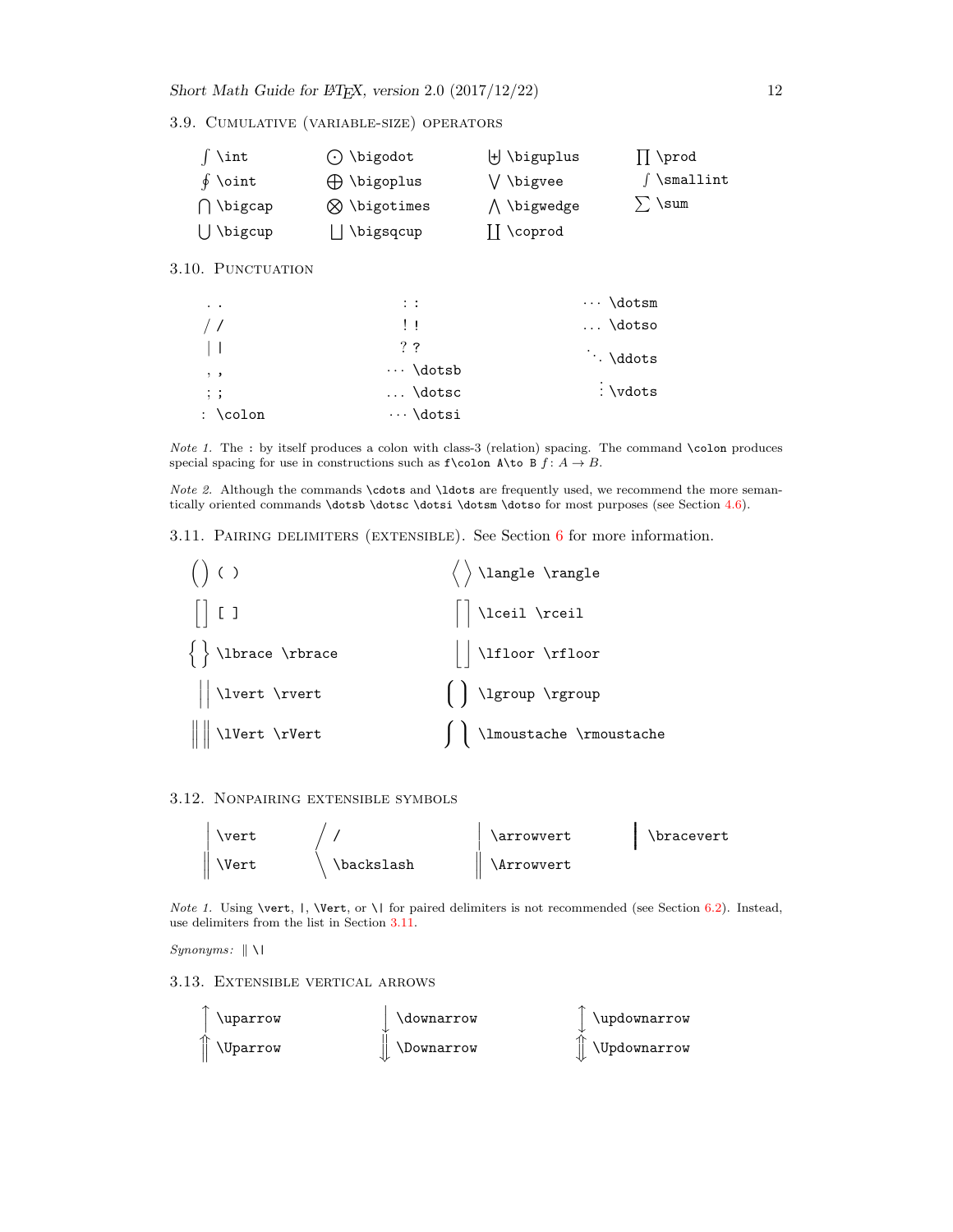### 3.9. Cumulative (variable-size) operators

| | | | |
|---|---|---|---|
| $\int$ `\int` | $\bigodot$ `\bigodot` | $\biguplus$ `\biguplus` | $\prod$ `\prod` |
| $\oint$ `\oint` | $\bigoplus$ `\bigoplus` | $\bigvee$ `\bigvee` | $\smallint$ `\smallint` |
| $\bigcap$ `\bigcap` | $\bigotimes$ `\bigotimes` | $\bigwedge$ `\bigwedge` | $\sum$ `\sum` |
| $\bigcup$ `\bigcup` | $\bigsqcup$ `\bigsqcup` | $\coprod$ `\coprod` | |

### 3.10. Punctuation

| | | |
|---|---|---|
| . . | : : | $\cdots$ `\dotsm` |
| / / | ! ! | $\ldots$ `\dotso` |
| \| \| | ? ? | $\ddots$ `\ddots` |
| , , | $\cdots$ `\dotsb` | $\vdots$ `\vdots` |
| ; ; | $\ldots$ `\dotsc` | |
| : `\colon` | $\cdots$ `\dotsi` | |

*Note 1.* The : by itself produces a colon with class-3 (relation) spacing. The command `\colon` produces special spacing for use in constructions such as `f\colon A\to B` $f\colon A\to B$.

*Note 2.* Although the commands `\cdots` and `\ldots` are frequently used, we recommend the more semantically oriented commands `\dotsb` `\dotsc` `\dotsi` `\dotsm` `\dotso` for most purposes (see Section 4.6).

### 3.11. Pairing delimiters (extensible). See Section 6 for more information.

| | |
|---|---|
| $\big( \big)$ `( )` | $\big\langle \big\rangle$ `\langle \rangle` |
| $\big[ \big]$ `[ ]` | $\big\lceil \big\rceil$ `\lceil \rceil` |
| $\big\lbrace \big\rbrace$ `\lbrace \rbrace` | $\big\lfloor \big\rfloor$ `\lfloor \rfloor` |
| $\big\lvert \big\rvert$ `\lvert \rvert` | $\big\lgroup \big\rgroup$ `\lgroup \rgroup` |
| $\big\lVert \big\rVert$ `\lVert \rVert` | $\big\lmoustache \big\rmoustache$ `\lmoustache \rmoustache` |

### 3.12. Nonpairing extensible symbols

| | | | |
|---|---|---|---|
| $\vert$ `\vert` | $/$ `/` | $\arrowvert$ `\arrowvert` | $\bracevert$ `\bracevert` |
| $\Vert$ `\Vert` | $\backslash$ `\backslash` | $\Arrowvert$ `\Arrowvert` | |

*Note 1.* Using `\vert`, `|`, `\Vert`, or `\|` for paired delimiters is not recommended (see Section 6.2). Instead, use delimiters from the list in Section 3.11.

*Synonyms:* ‖ `\|`

### 3.13. Extensible vertical arrows

| | | |
|---|---|---|
| $\uparrow$ `\uparrow` | $\downarrow$ `\downarrow` | $\updownarrow$ `\updownarrow` |
| $\Uparrow$ `\Uparrow` | $\Downarrow$ `\Downarrow` | $\Updownarrow$ `\Updownarrow` |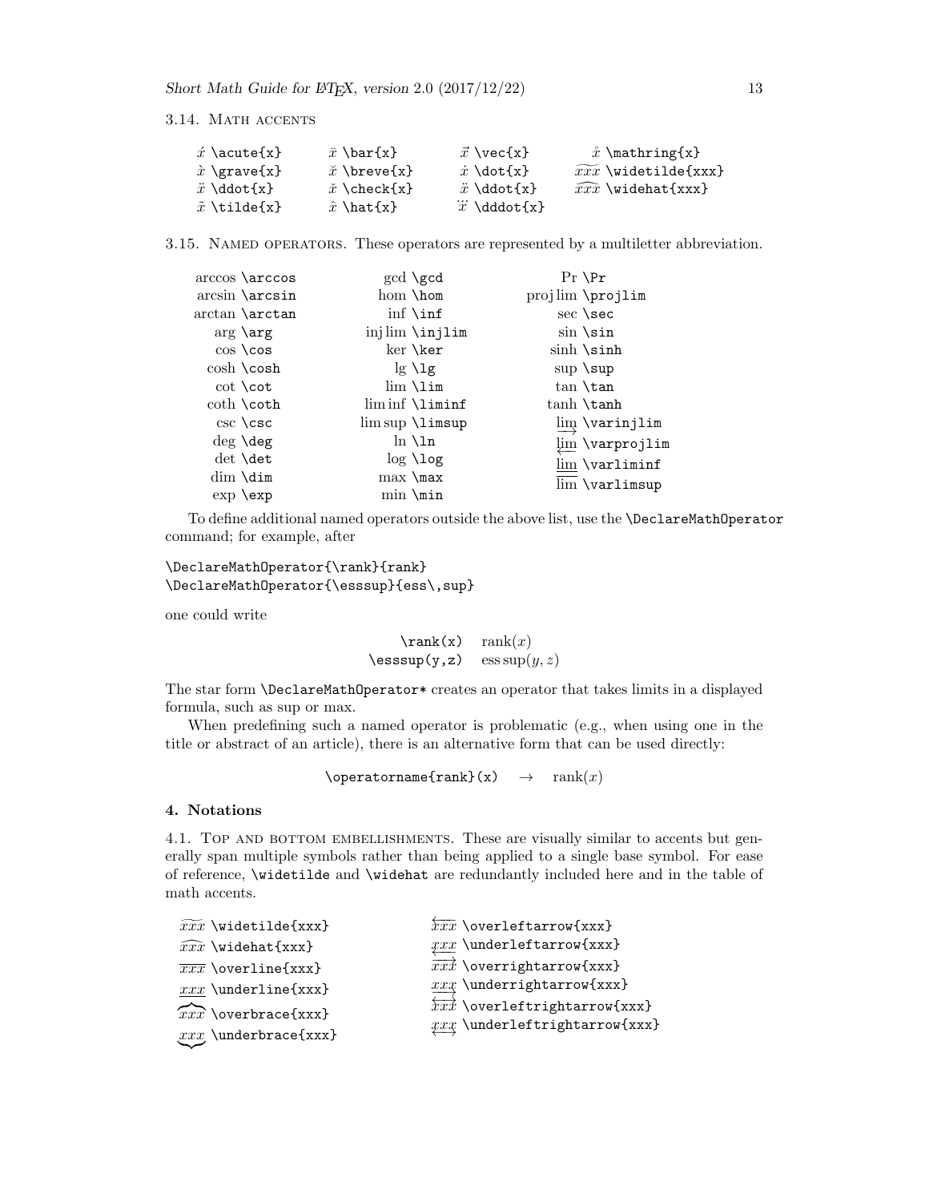3.14. Math accents

| | | | |
|---|---|---|---|
| $\acute{x}$ `\acute{x}` | $\bar{x}$ `\bar{x}` | $\vec{x}$ `\vec{x}` | $\mathring{x}$ `\mathring{x}` |
| $\grave{x}$ `\grave{x}` | $\breve{x}$ `\breve{x}` | $\dot{x}$ `\dot{x}` | $\widetilde{xxx}$ `\widetilde{xxx}` |
| $\ddot{x}$ `\ddot{x}` | $\check{x}$ `\check{x}` | $\ddot{x}$ `\ddot{x}` | $\widehat{xxx}$ `\widehat{xxx}` |
| $\tilde{x}$ `\tilde{x}` | $\hat{x}$ `\hat{x}` | $\dddot{x}$ `\dddot{x}` | |

3.15. Named operators. These operators are represented by a multiletter abbreviation.

| | | |
|---|---|---|
| $\arccos$ `\arccos` | $\gcd$ `\gcd` | $\Pr$ `\Pr` |
| $\arcsin$ `\arcsin` | $\hom$ `\hom` | $\projlim$ `\projlim` |
| $\arctan$ `\arctan` | $\inf$ `\inf` | $\sec$ `\sec` |
| $\arg$ `\arg` | $\injlim$ `\injlim` | $\sin$ `\sin` |
| $\cos$ `\cos` | $\ker$ `\ker` | $\sinh$ `\sinh` |
| $\cosh$ `\cosh` | $\lg$ `\lg` | $\sup$ `\sup` |
| $\cot$ `\cot` | $\lim$ `\lim` | $\tan$ `\tan` |
| $\coth$ `\coth` | $\liminf$ `\liminf` | $\tanh$ `\tanh` |
| $\csc$ `\csc` | $\limsup$ `\limsup` | $\varinjlim$ `\varinjlim` |
| $\deg$ `\deg` | $\ln$ `\ln` | $\varprojlim$ `\varprojlim` |
| $\det$ `\det` | $\log$ `\log` | $\varliminf$ `\varliminf` |
| $\dim$ `\dim` | $\max$ `\max` | $\varlimsup$ `\varlimsup` |
| $\exp$ `\exp` | $\min$ `\min` | |

To define additional named operators outside the above list, use the `\DeclareMathOperator` command; for example, after

```
\DeclareMathOperator{\rank}{rank}
\DeclareMathOperator{\esssup}{ess\,sup}
```

one could write

| | |
|---|---|
| `\rank(x)` | $\operatorname{rank}(x)$ |
| `\esssup(y,z)` | $\operatorname{ess\,sup}(y,z)$ |

The star form `\DeclareMathOperator*` creates an operator that takes limits in a displayed formula, such as sup or max.

When predefining such a named operator is problematic (e.g., when using one in the title or abstract of an article), there is an alternative form that can be used directly:

`\operatorname{rank}(x)` $\rightarrow$ $\operatorname{rank}(x)$

## 4. Notations

4.1. Top and bottom embellishments. These are visually similar to accents but generally span multiple symbols rather than being applied to a single base symbol. For ease of reference, `\widetilde` and `\widehat` are redundantly included here and in the table of math accents.

| | |
|---|---|
| $\widetilde{xxx}$ `\widetilde{xxx}` | $\overleftarrow{xxx}$ `\overleftarrow{xxx}` |
| $\widehat{xxx}$ `\widehat{xxx}` | $\underleftarrow{xxx}$ `\underleftarrow{xxx}` |
| $\overline{xxx}$ `\overline{xxx}` | $\overrightarrow{xxx}$ `\overrightarrow{xxx}` |
| $\underline{xxx}$ `\underline{xxx}` | $\underrightarrow{xxx}$ `\underrightarrow{xxx}` |
| $\overbrace{xxx}$ `\overbrace{xxx}` | $\overleftrightarrow{xxx}$ `\overleftrightarrow{xxx}` |
| $\underbrace{xxx}$ `\underbrace{xxx}` | $\underleftrightarrow{xxx}$ `\underleftrightarrow{xxx}` |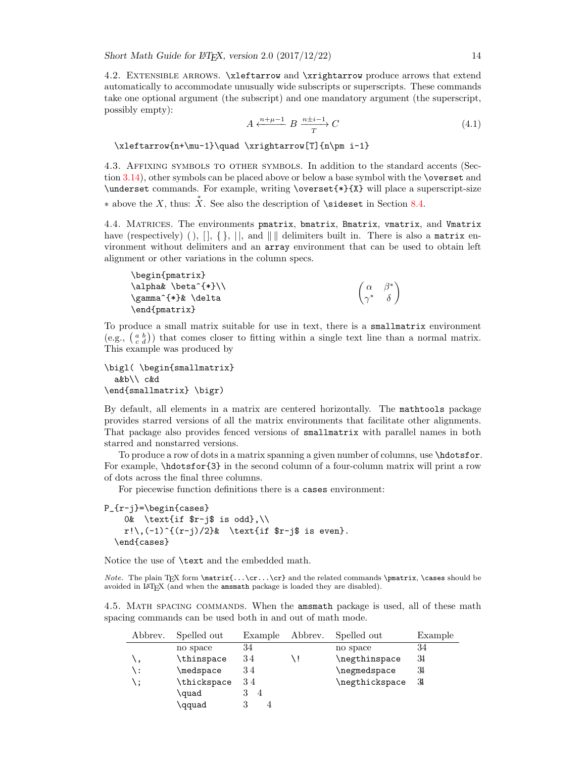4.2. Extensible arrows. `\xleftarrow` and `\xrightarrow` produce arrows that extend automatically to accommodate unusually wide subscripts or superscripts. These commands take one optional argument (the subscript) and one mandatory argument (the superscript, possibly empty):

$$A \xleftarrow{n+\mu-1} B \xrightarrow[T]{n\pm i-1} C \tag{4.1}$$

```
\xleftarrow{n+\mu-1}\quad \xrightarrow[T]{n\pm i-1}
```

4.3. Affixing symbols to other symbols. In addition to the standard accents (Section 3.14), other symbols can be placed above or below a base symbol with the `\overset` and `\underset` commands. For example, writing `\overset{*}{X}` will place a superscript-size $*$ above the $X$, thus: $\overset{*}{X}$. See also the description of `\sideset` in Section 8.4.

4.4. Matrices. The environments `pmatrix`, `bmatrix`, `Bmatrix`, `vmatrix`, and `Vmatrix` have (respectively) ( ), [ ], { }, | |, and ‖ ‖ delimiters built in. There is also a `matrix` environment without delimiters and an `array` environment that can be used to obtain left alignment or other variations in the column specs.

```
\begin{pmatrix}
\alpha& \beta^{*}\\
\gamma^{*}& \delta
\end{pmatrix}
```

$$\begin{pmatrix} \alpha & \beta^{*}\\ \gamma^{*} & \delta \end{pmatrix}$$

To produce a small matrix suitable for use in text, there is a `smallmatrix` environment (e.g., $\bigl( \begin{smallmatrix} a&b\\ c&d \end{smallmatrix} \bigr)$) that comes closer to fitting within a single text line than a normal matrix. This example was produced by

```
\bigl( \begin{smallmatrix}
  a&b\\ c&d
\end{smallmatrix} \bigr)
```

By default, all elements in a matrix are centered horizontally. The `mathtools` package provides starred versions of all the matrix environments that facilitate other alignments. That package also provides fenced versions of `smallmatrix` with parallel names in both starred and nonstarred versions.

To produce a row of dots in a matrix spanning a given number of columns, use `\hdotsfor`. For example, `\hdotsfor{3}` in the second column of a four-column matrix will print a row of dots across the final three columns.

For piecewise function definitions there is a `cases` environment:

```
P_{r-j}=\begin{cases}
    0&  \text{if $r-j$ is odd},\\
    r!\,(-1)^{(r-j)/2}&  \text{if $r-j$ is even}.
  \end{cases}
```

Notice the use of `\text` and the embedded math.

*Note.* The plain TeX form `\matrix{...\cr...\cr}` and the related commands `\pmatrix`, `\cases` should be avoided in LaTeX (and when the `amsmath` package is loaded they are disabled).

4.5. Math spacing commands. When the `amsmath` package is used, all of these math spacing commands can be used both in and out of math mode.

| Abbrev. | Spelled out | Example | Abbrev. | Spelled out | Example |
|---|---|---|---|---|---|
| | no space | $34$ | | no space | $34$ |
| `\,` | `\thinspace` | $3\,4$ | `\!` | `\negthinspace` | $3\!4$ |
| `\:` | `\medspace` | $3\:4$ | | `\negmedspace` | $3\negmedspace 4$ |
| `\;` | `\thickspace` | $3\;4$ | | `\negthickspace` | $3\negthickspace 4$ |
| | `\quad` | $3\quad 4$ | | | |
| | `\qquad` | $3\qquad 4$ | | | |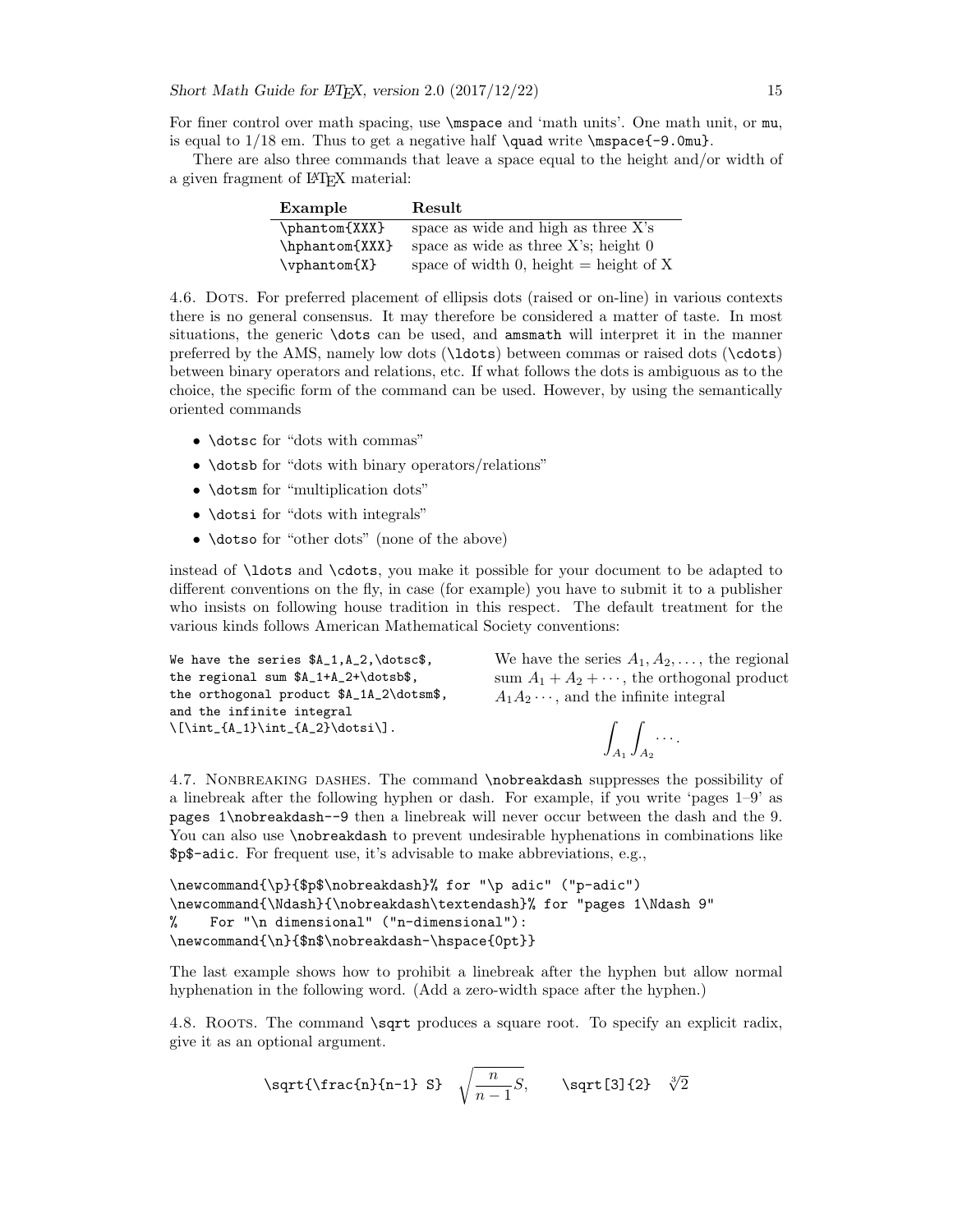For finer control over math spacing, use `\mspace` and 'math units'. One math unit, or `mu`, is equal to 1/18 em. Thus to get a negative half `\quad` write `\mspace{-9.0mu}`.

There are also three commands that leave a space equal to the height and/or width of a given fragment of LaTeX material:

| Example | Result |
|---|---|
| `\phantom{XXX}` | space as wide and high as three X's |
| `\hphantom{XXX}` | space as wide as three X's; height 0 |
| `\vphantom{X}` | space of width 0, height = height of X |

4.6. Dots. For preferred placement of ellipsis dots (raised or on-line) in various contexts there is no general consensus. It may therefore be considered a matter of taste. In most situations, the generic `\dots` can be used, and `amsmath` will interpret it in the manner preferred by the AMS, namely low dots (`\ldots`) between commas or raised dots (`\cdots`) between binary operators and relations, etc. If what follows the dots is ambiguous as to the choice, the specific form of the command can be used. However, by using the semantically oriented commands

- `\dotsc` for "dots with commas"
- `\dotsb` for "dots with binary operators/relations"
- `\dotsm` for "multiplication dots"
- `\dotsi` for "dots with integrals"
- `\dotso` for "other dots" (none of the above)

instead of `\ldots` and `\cdots`, you make it possible for your document to be adapted to different conventions on the fly, in case (for example) you have to submit it to a publisher who insists on following house tradition in this respect. The default treatment for the various kinds follows American Mathematical Society conventions:

```
We have the series $A_1,A_2,\dotsc$,
the regional sum $A_1+A_2+\dotsb$,
the orthogonal product $A_1A_2\dotsm$,
and the infinite integral
\[\int_{A_1}\int_{A_2}\dotsi\].
```

We have the series $A_1, A_2, \dots$, the regional sum $A_1 + A_2 + \cdots$, the orthogonal product $A_1A_2\cdots$, and the infinite integral

$$\int_{A_1}\int_{A_2}\cdots.$$

4.7. Nonbreaking dashes. The command `\nobreakdash` suppresses the possibility of a linebreak after the following hyphen or dash. For example, if you write 'pages 1–9' as `pages 1\nobreakdash--9` then a linebreak will never occur between the dash and the 9. You can also use `\nobreakdash` to prevent undesirable hyphenations in combinations like `$p$-adic`. For frequent use, it's advisable to make abbreviations, e.g.,

```
\newcommand{\p}{$p$\nobreakdash}% for "\p adic" ("p-adic")
\newcommand{\Ndash}{\nobreakdash\textendash}% for "pages 1\Ndash 9"
%    For "\n dimensional" ("n-dimensional"):
\newcommand{\n}{$n$\nobreakdash-\hspace{0pt}}
```

The last example shows how to prohibit a linebreak after the hyphen but allow normal hyphenation in the following word. (Add a zero-width space after the hyphen.)

4.8. Roots. The command `\sqrt` produces a square root. To specify an explicit radix, give it as an optional argument.

`\sqrt{\frac{n}{n-1} S}` $\sqrt{\frac{n}{n-1}S}$, `\sqrt[3]{2}` $\sqrt[3]{2}$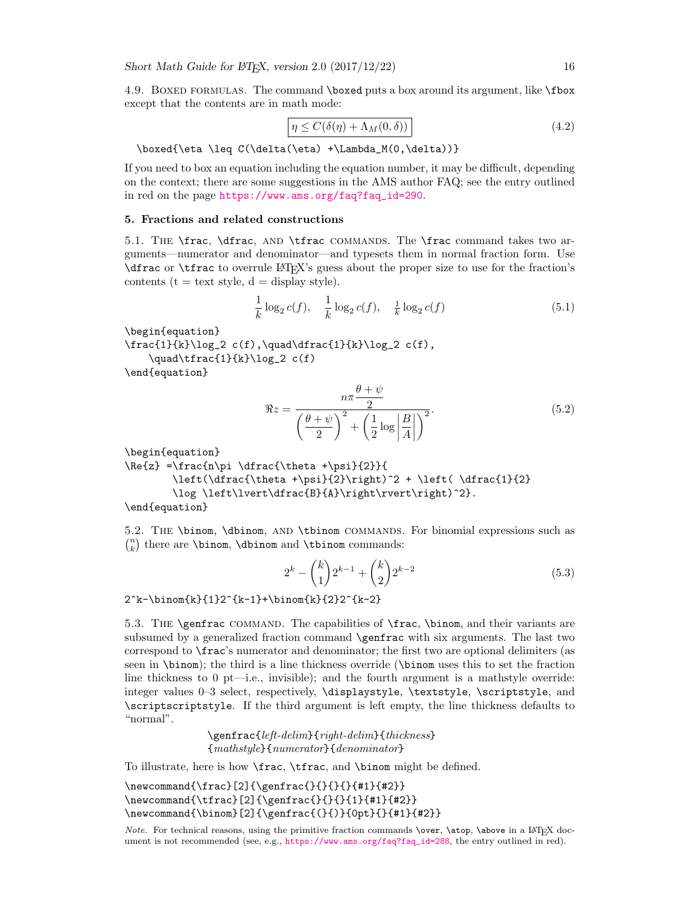4.9. Boxed formulas. The command `\boxed` puts a box around its argument, like `\fbox` except that the contents are in math mode:

$$\boxed{\eta \leq C(\delta(\eta) +\Lambda_M(0,\delta))} \tag{4.2}$$

```
\boxed{\eta \leq C(\delta(\eta) +\Lambda_M(0,\delta))}
```

If you need to box an equation including the equation number, it may be difficult, depending on the context; there are some suggestions in the AMS author FAQ; see the entry outlined in red on the page https://www.ams.org/faq?faq_id=290.

## 5. Fractions and related constructions

5.1. The `\frac`, `\dfrac`, and `\tfrac` commands. The `\frac` command takes two arguments—numerator and denominator—and typesets them in normal fraction form. Use `\dfrac` or `\tfrac` to overrule LaTeX's guess about the proper size to use for the fraction's contents (t = text style, d = display style).

$$\frac{1}{k}\log_2 c(f),\quad\dfrac{1}{k}\log_2 c(f),\quad\tfrac{1}{k}\log_2 c(f) \tag{5.1}$$

```
\begin{equation}
\frac{1}{k}\log_2 c(f),\quad\dfrac{1}{k}\log_2 c(f),
    \quad\tfrac{1}{k}\log_2 c(f)
\end{equation}
```

$$\Re{z} =\frac{n\pi \dfrac{\theta +\psi}{2}}{\left(\dfrac{\theta +\psi}{2}\right)^2 + \left( \dfrac{1}{2}\log \left\lvert\dfrac{B}{A}\right\rvert\right)^2}. \tag{5.2}$$

```
\begin{equation}
\Re{z} =\frac{n\pi \dfrac{\theta +\psi}{2}}{
        \left(\dfrac{\theta +\psi}{2}\right)^2 + \left( \dfrac{1}{2}
        \log \left\lvert\dfrac{B}{A}\right\rvert\right)^2}.
\end{equation}
```

5.2. The `\binom`, `\dbinom`, and `\tbinom` commands. For binomial expressions such as $\binom{n}{k}$ there are `\binom`, `\dbinom` and `\tbinom` commands:

$$2^k-\binom{k}{1}2^{k-1}+\binom{k}{2}2^{k-2} \tag{5.3}$$

```
2^k-\binom{k}{1}2^{k-1}+\binom{k}{2}2^{k-2}
```

5.3. The `\genfrac` command. The capabilities of `\frac`, `\binom`, and their variants are subsumed by a generalized fraction command `\genfrac` with six arguments. The last two correspond to `\frac`'s numerator and denominator; the first two are optional delimiters (as seen in `\binom`); the third is a line thickness override (`\binom` uses this to set the fraction line thickness to 0 pt—i.e., invisible); and the fourth argument is a mathstyle override: integer values 0–3 select, respectively, `\displaystyle`, `\textstyle`, `\scriptstyle`, and `\scriptscriptstyle`. If the third argument is left empty, the line thickness defaults to "normal".

`\genfrac{`*left-delim*`}{`*right-delim*`}{`*thickness*`}`
`{`*mathstyle*`}{`*numerator*`}{`*denominator*`}`

To illustrate, here is how `\frac`, `\tfrac`, and `\binom` might be defined.

```
\newcommand{\frac}[2]{\genfrac{}{}{}{}{#1}{#2}}
\newcommand{\tfrac}[2]{\genfrac{}{}{}{1}{#1}{#2}}
\newcommand{\binom}[2]{\genfrac{(}{)}{0pt}{}{#1}{#2}}
```

*Note.* For technical reasons, using the primitive fraction commands `\over`, `\atop`, `\above` in a LaTeX document is not recommended (see, e.g., https://www.ams.org/faq?faq_id=288, the entry outlined in red).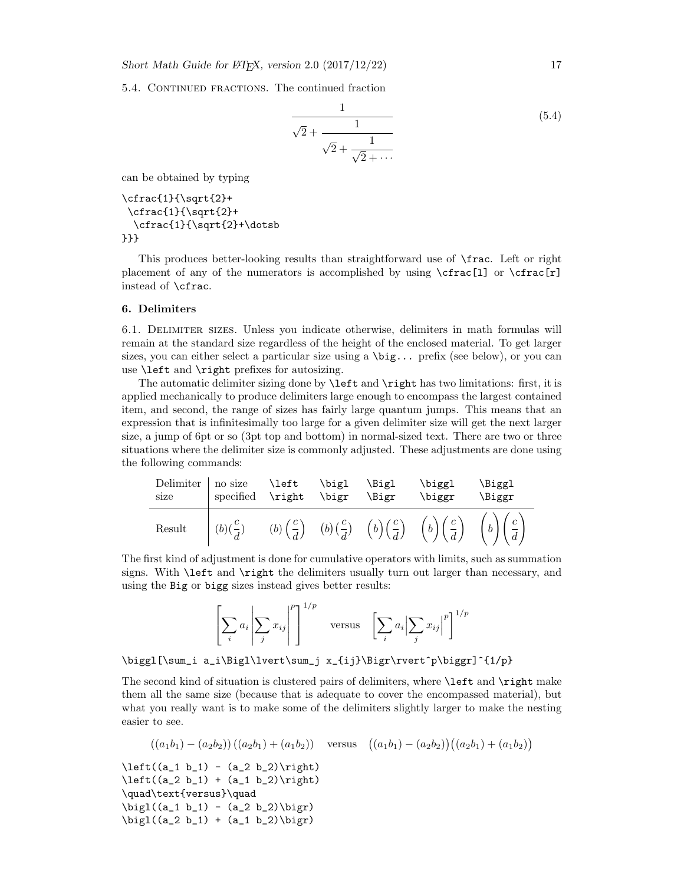5.4. Continued fractions. The continued fraction

$$\cfrac{1}{\sqrt{2}+\cfrac{1}{\sqrt{2}+\cfrac{1}{\sqrt{2}+\dotsb}}} \tag{5.4}$$

can be obtained by typing

```
\cfrac{1}{\sqrt{2}+
 \cfrac{1}{\sqrt{2}+
  \cfrac{1}{\sqrt{2}+\dotsb
}}}
```

This produces better-looking results than straightforward use of `\frac`. Left or right placement of any of the numerators is accomplished by using `\cfrac[l]` or `\cfrac[r]` instead of `\cfrac`.

## 6. Delimiters

6.1. Delimiter sizes. Unless you indicate otherwise, delimiters in math formulas will remain at the standard size regardless of the height of the enclosed material. To get larger sizes, you can either select a particular size using a `\big...` prefix (see below), or you can use `\left` and `\right` prefixes for autosizing.

The automatic delimiter sizing done by `\left` and `\right` has two limitations: first, it is applied mechanically to produce delimiters large enough to encompass the largest contained item, and second, the range of sizes has fairly large quantum jumps. This means that an expression that is infinitesimally too large for a given delimiter size will get the next larger size, a jump of 6pt or so (3pt top and bottom) in normal-sized text. There are two or three situations where the delimiter size is commonly adjusted. These adjustments are done using the following commands:

| Delimiter size | no size specified | `\left` `\right` | `\bigl` `\bigr` | `\Bigl` `\Bigr` | `\biggl` `\biggr` | `\Biggl` `\Biggr` |
|---|---|---|---|---|---|---|
| Result | $(b)(\frac{c}{d})$ | $\left(b\right)\left(\frac{c}{d}\right)$ | $\bigl(b\bigr)\bigl(\frac{c}{d}\bigr)$ | $\Bigl(b\Bigr)\Bigl(\frac{c}{d}\Bigr)$ | $\biggl(b\biggr)\biggl(\frac{c}{d}\biggr)$ | $\Biggl(b\Biggr)\Biggl(\frac{c}{d}\Biggr)$ |

The first kind of adjustment is done for cumulative operators with limits, such as summation signs. With `\left` and `\right` the delimiters usually turn out larger than necessary, and using the `Big` or `bigg` sizes instead gives better results:

$$\left[\sum_i a_i\left\lvert\sum_j x_{ij}\right\rvert^p\right]^{1/p} \quad\text{versus}\quad \biggl[\sum_i a_i\Bigl\lvert\sum_j x_{ij}\Bigr\rvert^p\biggr]^{1/p}$$

```
\biggl[\sum_i a_i\Bigl\lvert\sum_j x_{ij}\Bigr\rvert^p\biggr]^{1/p}
```

The second kind of situation is clustered pairs of delimiters, where `\left` and `\right` make them all the same size (because that is adequate to cover the encompassed material), but what you really want is to make some of the delimiters slightly larger to make the nesting easier to see.

$$\left((a_1 b_1) - (a_2 b_2)\right)\left((a_2 b_1) + (a_1 b_2)\right)\quad\text{versus}\quad\bigl((a_1 b_1) - (a_2 b_2)\bigr)\bigl((a_2 b_1) + (a_1 b_2)\bigr)$$

```
\left((a_1 b_1) - (a_2 b_2)\right)
\left((a_2 b_1) + (a_1 b_2)\right)
\quad\text{versus}\quad
\bigl((a_1 b_1) - (a_2 b_2)\bigr)
\bigl((a_2 b_1) + (a_1 b_2)\bigr)
```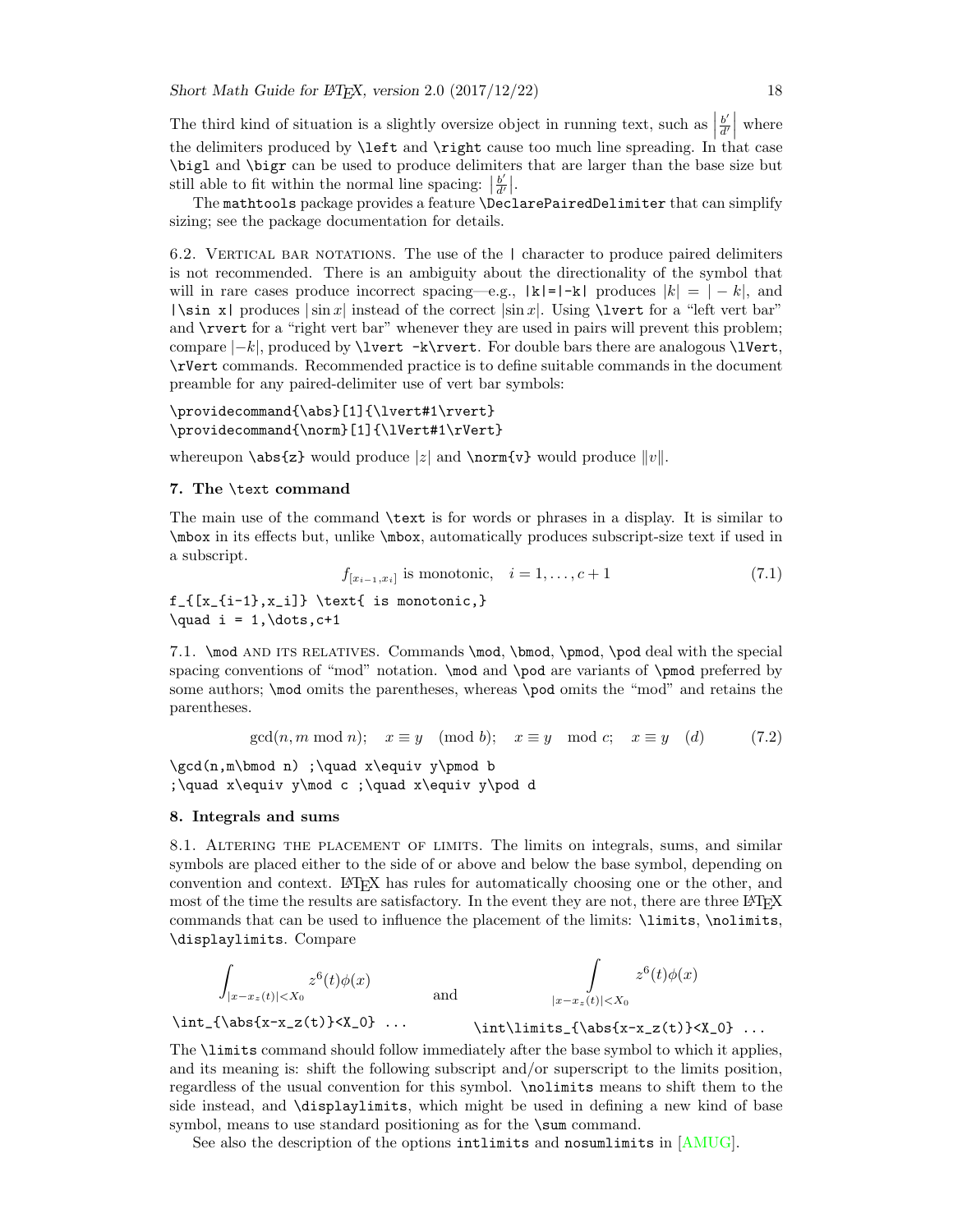The third kind of situation is a slightly oversize object in running text, such as $\left|\frac{b'}{d'}\right|$ where the delimiters produced by `\left` and `\right` cause too much line spreading. In that case `\bigl` and `\bigr` can be used to produce delimiters that are larger than the base size but still able to fit within the normal line spacing: $\bigl|\frac{b'}{d'}\bigr|$.

The `mathtools` package provides a feature `\DeclarePairedDelimiter` that can simplify sizing; see the package documentation for details.

6.2. Vertical bar notations. The use of the `|` character to produce paired delimiters is not recommended. There is an ambiguity about the directionality of the symbol that will in rare cases produce incorrect spacing—e.g., `|k|=|-k|` produces $|k| = |-k|$, and `|\sin x|` produces $|\sin x|$ instead of the correct $\lvert\sin x\rvert$. Using `\lvert` for a "left vert bar" and `\rvert` for a "right vert bar" whenever they are used in pairs will prevent this problem; compare $\lvert -k\rvert$, produced by `\lvert -k\rvert`. For double bars there are analogous `\lVert`, `\rVert` commands. Recommended practice is to define suitable commands in the document preamble for any paired-delimiter use of vert bar symbols:

```
\providecommand{\abs}[1]{\lvert#1\rvert}
\providecommand{\norm}[1]{\lVert#1\rVert}
```

whereupon `\abs{z}` would produce $\lvert z\rvert$ and `\norm{v}` would produce $\lVert v\rVert$.

## 7. The `\text` command

The main use of the command `\text` is for words or phrases in a display. It is similar to `\mbox` in its effects but, unlike `\mbox`, automatically produces subscript-size text if used in a subscript.

$$f_{[x_{i-1},x_i]} \text{ is monotonic,} \quad i = 1,\dots,c+1 \tag{7.1}$$

```
f_{[x_{i-1},x_i]} \text{ is monotonic,}
\quad i = 1,\dots,c+1
```

7.1. `\mod` and its relatives. Commands `\mod`, `\bmod`, `\pmod`, `\pod` deal with the special spacing conventions of "mod" notation. `\mod` and `\pod` are variants of `\pmod` preferred by some authors; `\mod` omits the parentheses, whereas `\pod` omits the "mod" and retains the parentheses.

$$\gcd(n,m\bmod n) ;\quad x\equiv y\pmod b ;\quad x\equiv y\mod c ;\quad x\equiv y\pod d \tag{7.2}$$

```
\gcd(n,m\bmod n) ;\quad x\equiv y\pmod b
;\quad x\equiv y\mod c ;\quad x\equiv y\pod d
```

## 8. Integrals and sums

8.1. Altering the placement of limits. The limits on integrals, sums, and similar symbols are placed either to the side of or above and below the base symbol, depending on convention and context. LaTeX has rules for automatically choosing one or the other, and most of the time the results are satisfactory. In the event they are not, there are three LaTeX commands that can be used to influence the placement of the limits: `\limits`, `\nolimits`, `\displaylimits`. Compare

$$\int_{\lvert x-x_z(t)\rvert<X_0} z^6(t)\phi(x) \qquad \text{and} \qquad \int\limits_{\lvert x-x_z(t)\rvert<X_0} z^6(t)\phi(x)$$

`\int_{\abs{x-x_z(t)}<X_0} ...` `\int\limits_{\abs{x-x_z(t)}<X_0} ...`

The `\limits` command should follow immediately after the base symbol to which it applies, and its meaning is: shift the following subscript and/or superscript to the limits position, regardless of the usual convention for this symbol. `\nolimits` means to shift them to the side instead, and `\displaylimits`, which might be used in defining a new kind of base symbol, means to use standard positioning as for the `\sum` command.

See also the description of the options `intlimits` and `nosumlimits` in [AMUG].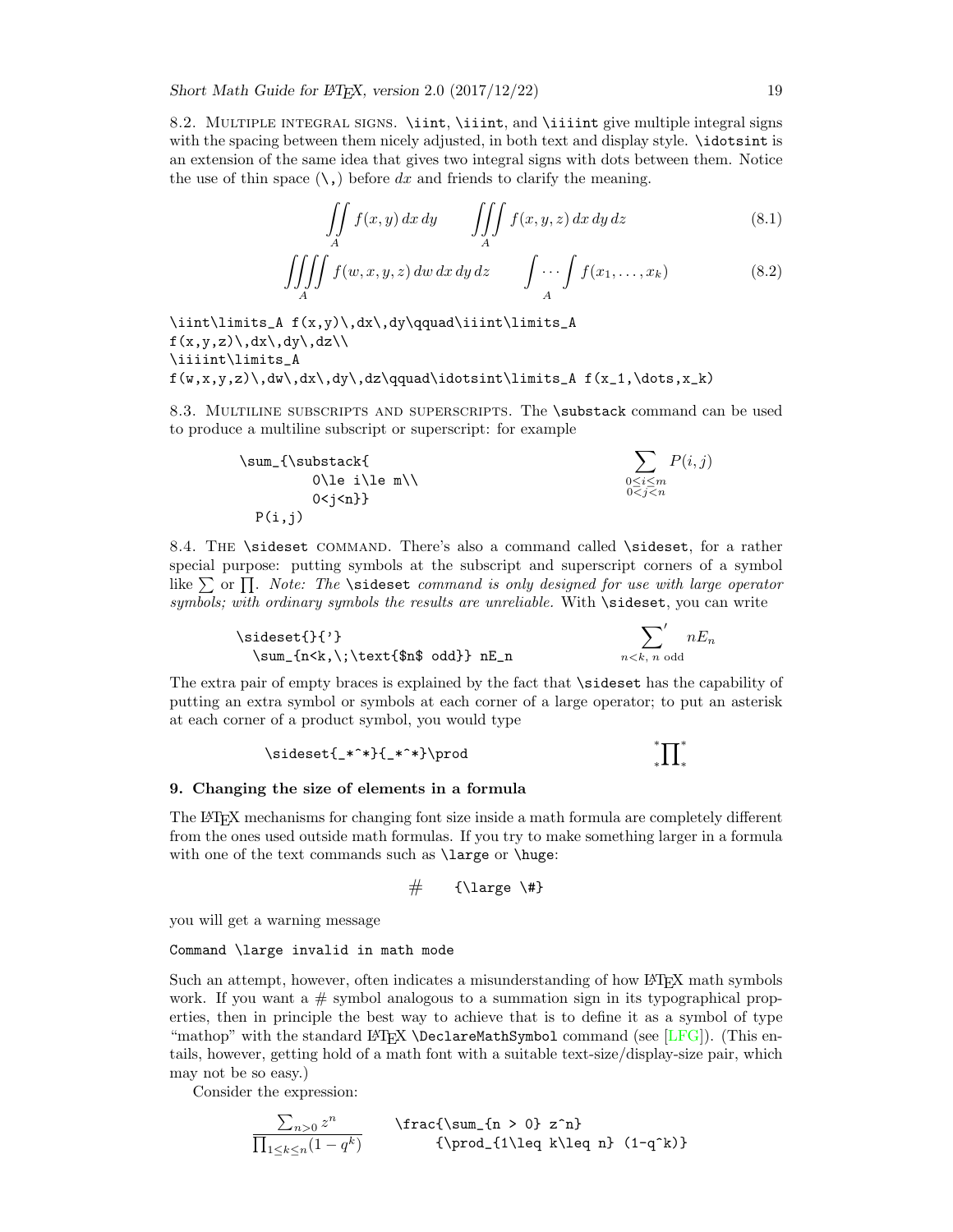8.2. Multiple integral signs. `\iint`, `\iiint`, and `\iiiint` give multiple integral signs with the spacing between them nicely adjusted, in both text and display style. `\idotsint` is an extension of the same idea that gives two integral signs with dots between them. Notice the use of thin space (`\,`) before $dx$ and friends to clarify the meaning.

$$\iint\limits_A f(x,y)\,dx\,dy\qquad\iiint\limits_A f(x,y,z)\,dx\,dy\,dz \tag{8.1}$$

$$\iiiint\limits_A f(w,x,y,z)\,dw\,dx\,dy\,dz\qquad\idotsint\limits_A f(x_1,\dots,x_k) \tag{8.2}$$

```
\iint\limits_A f(x,y)\,dx\,dy\qquad\iiint\limits_A
f(x,y,z)\,dx\,dy\,dz\\
\iiiint\limits_A
f(w,x,y,z)\,dw\,dx\,dy\,dz\qquad\idotsint\limits_A f(x_1,\dots,x_k)
```

8.3. Multiline subscripts and superscripts. The `\substack` command can be used to produce a multiline subscript or superscript: for example

```
\sum_{\substack{
        0\le i\le m\\
        0<j<n}}
  P(i,j)
```

$$\sum_{\substack{0\le i\le m\\ 0<j<n}} P(i,j)$$

8.4. The `\sideset` command. There's also a command called `\sideset`, for a rather special purpose: putting symbols at the subscript and superscript corners of a symbol like $\sum$ or $\prod$. *Note: The* `\sideset` *command is only designed for use with large operator symbols; with ordinary symbols the results are unreliable.* With `\sideset`, you can write

```
\sideset{}{'}
  \sum_{n<k,\;\text{$n$ odd}} nE_n
```

$$\sideset{}{'}\sum_{n<k,\;\text{$n$ odd}} nE_n$$

The extra pair of empty braces is explained by the fact that `\sideset` has the capability of putting an extra symbol or symbols at each corner of a large operator; to put an asterisk at each corner of a product symbol, you would type

```
\sideset{_*^*}{_*^*}\prod
```

$$\sideset{_*^*}{_*^*}\prod$$

## 9. Changing the size of elements in a formula

The LaTeX mechanisms for changing font size inside a math formula are completely different from the ones used outside math formulas. If you try to make something larger in a formula with one of the text commands such as `\large` or `\huge`:

$\#$ `{\large \#}`

you will get a warning message

```
Command \large invalid in math mode
```

Such an attempt, however, often indicates a misunderstanding of how LaTeX math symbols work. If you want a # symbol analogous to a summation sign in its typographical properties, then in principle the best way to achieve that is to define it as a symbol of type "mathop" with the standard LaTeX `\DeclareMathSymbol` command (see [LFG]). (This entails, however, getting hold of a math font with a suitable text-size/display-size pair, which may not be so easy.)

Consider the expression:

$$\frac{\sum_{n > 0} z^n}{\prod_{1\leq k\leq n} (1-q^k)}$$

```
\frac{\sum_{n > 0} z^n}
     {\prod_{1\leq k\leq n} (1-q^k)}
```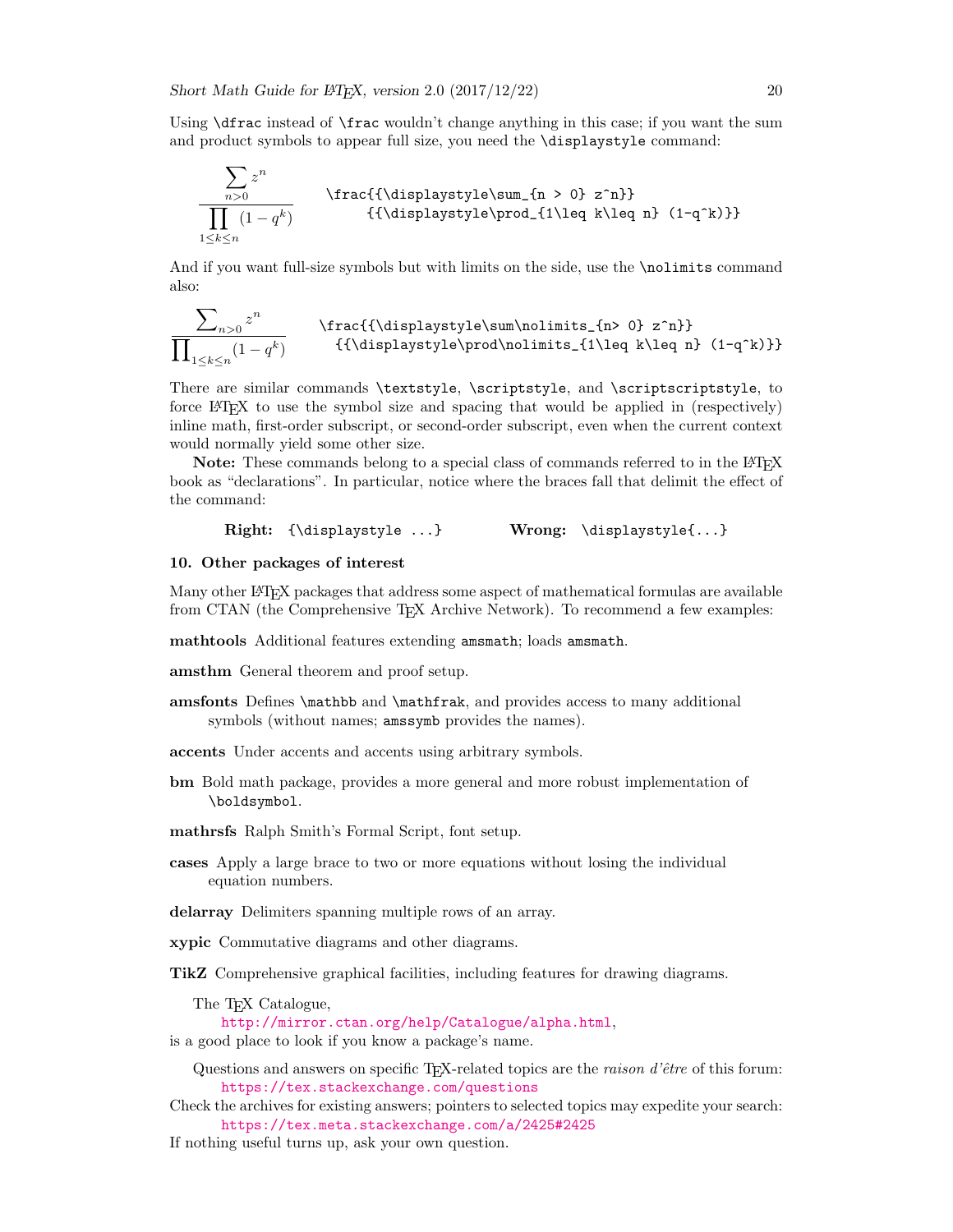Using `\dfrac` instead of `\frac` wouldn't change anything in this case; if you want the sum and product symbols to appear full size, you need the `\displaystyle` command:

$$\frac{{\displaystyle\sum_{n > 0} z^n}}{{\displaystyle\prod_{1\leq k\leq n} (1-q^k)}}$$

```
\frac{{\displaystyle\sum_{n > 0} z^n}}
     {{\displaystyle\prod_{1\leq k\leq n} (1-q^k)}}
```

And if you want full-size symbols but with limits on the side, use the `\nolimits` command also:

$$\frac{{\displaystyle\sum\nolimits_{n> 0} z^n}}{{\displaystyle\prod\nolimits_{1\leq k\leq n} (1-q^k)}}$$

```
\frac{{\displaystyle\sum\nolimits_{n> 0} z^n}}
  {{\displaystyle\prod\nolimits_{1\leq k\leq n} (1-q^k)}}
```

There are similar commands `\textstyle`, `\scriptstyle`, and `\scriptscriptstyle`, to force LaTeX to use the symbol size and spacing that would be applied in (respectively) inline math, first-order subscript, or second-order subscript, even when the current context would normally yield some other size.

**Note:** These commands belong to a special class of commands referred to in the LaTeX book as "declarations". In particular, notice where the braces fall that delimit the effect of the command:

**Right:** `{\displaystyle ...}` **Wrong:** `\displaystyle{...}`

## 10. Other packages of interest

Many other LaTeX packages that address some aspect of mathematical formulas are available from CTAN (the Comprehensive TeX Archive Network). To recommend a few examples:

**mathtools** Additional features extending `amsmath`; loads `amsmath`.

**amsthm** General theorem and proof setup.

**amsfonts** Defines `\mathbb` and `\mathfrak`, and provides access to many additional symbols (without names; `amssymb` provides the names).

**accents** Under accents and accents using arbitrary symbols.

**bm** Bold math package, provides a more general and more robust implementation of `\boldsymbol`.

**mathrsfs** Ralph Smith's Formal Script, font setup.

**cases** Apply a large brace to two or more equations without losing the individual equation numbers.

**delarray** Delimiters spanning multiple rows of an array.

**xypic** Commutative diagrams and other diagrams.

**TikZ** Comprehensive graphical facilities, including features for drawing diagrams.

The TeX Catalogue,
http://mirror.ctan.org/help/Catalogue/alpha.html,
is a good place to look if you know a package's name.

Questions and answers on specific TeX-related topics are the *raison d'être* of this forum:
https://tex.stackexchange.com/questions
Check the archives for existing answers; pointers to selected topics may expedite your search:
https://tex.meta.stackexchange.com/a/2425#2425
If nothing useful turns up, ask your own question.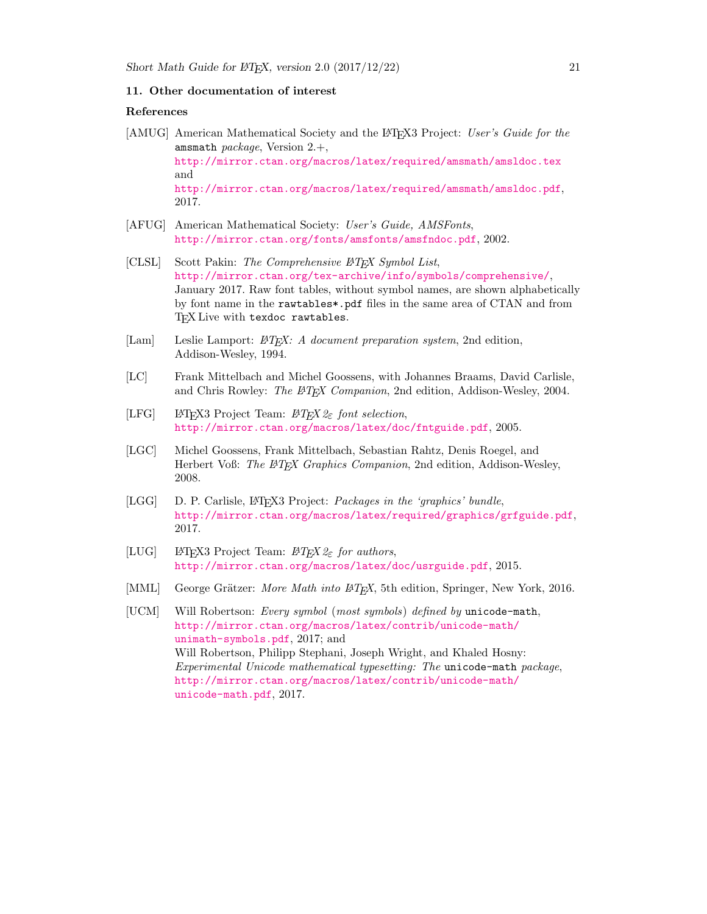## 11. Other documentation of interest

### References

[AMUG] American Mathematical Society and the LaTeX3 Project: *User's Guide for the* `amsmath` *package*, Version 2.+, http://mirror.ctan.org/macros/latex/required/amsmath/amsldoc.tex and http://mirror.ctan.org/macros/latex/required/amsmath/amsldoc.pdf, 2017.

[AFUG] American Mathematical Society: *User's Guide, AMSFonts*, http://mirror.ctan.org/fonts/amsfonts/amsfndoc.pdf, 2002.

[CLSL] Scott Pakin: *The Comprehensive LaTeX Symbol List*, http://mirror.ctan.org/tex-archive/info/symbols/comprehensive/, January 2017. Raw font tables, without symbol names, are shown alphabetically by font name in the `rawtables*.pdf` files in the same area of CTAN and from TeX Live with `texdoc rawtables`.

[Lam] Leslie Lamport: *LaTeX: A document preparation system*, 2nd edition, Addison-Wesley, 1994.

[LC] Frank Mittelbach and Michel Goossens, with Johannes Braams, David Carlisle, and Chris Rowley: *The LaTeX Companion*, 2nd edition, Addison-Wesley, 2004.

[LFG] LaTeX3 Project Team: *LaTeX 2ε font selection*, http://mirror.ctan.org/macros/latex/doc/fntguide.pdf, 2005.

[LGC] Michel Goossens, Frank Mittelbach, Sebastian Rahtz, Denis Roegel, and Herbert Voß: *The LaTeX Graphics Companion*, 2nd edition, Addison-Wesley, 2008.

[LGG] D. P. Carlisle, LaTeX3 Project: *Packages in the 'graphics' bundle*, http://mirror.ctan.org/macros/latex/required/graphics/grfguide.pdf, 2017.

[LUG] LaTeX3 Project Team: *LaTeX 2ε for authors*, http://mirror.ctan.org/macros/latex/doc/usrguide.pdf, 2015.

[MML] George Grätzer: *More Math into LaTeX*, 5th edition, Springer, New York, 2016.

[UCM] Will Robertson: *Every symbol (most symbols) defined by* `unicode-math`, http://mirror.ctan.org/macros/latex/contrib/unicode-math/unimath-symbols.pdf, 2017; and Will Robertson, Philipp Stephani, Joseph Wright, and Khaled Hosny: *Experimental Unicode mathematical typesetting: The* `unicode-math` *package*, http://mirror.ctan.org/macros/latex/contrib/unicode-math/unicode-math.pdf, 2017.